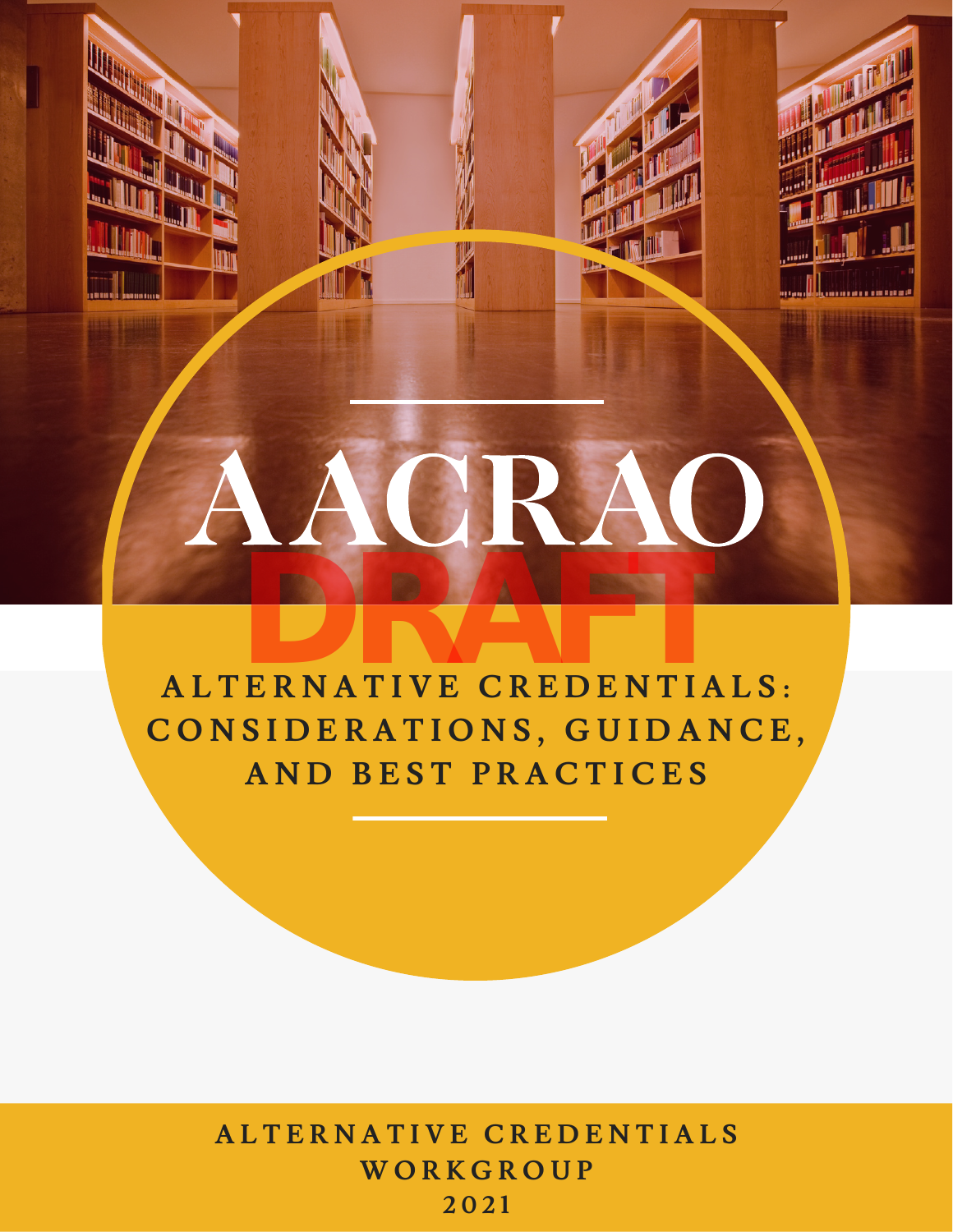# AACRAO

DRAFT

## ALTERNATIVE CREDENTIALS: CONSIDERATIONS, GUIDANCE, AND BEST PRACTICES

ALTERNATIVE CREDENTIALS WORKGROUP

2021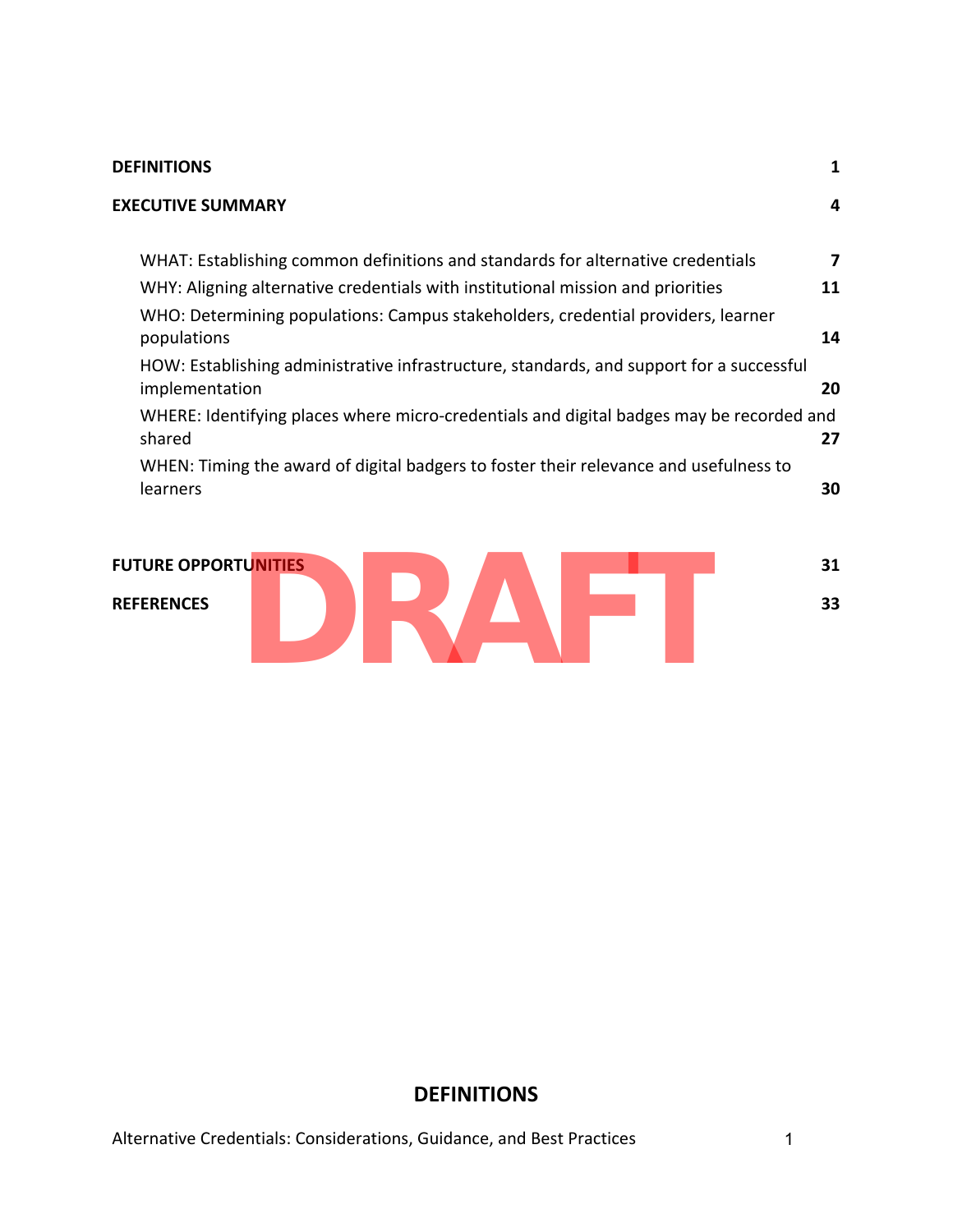| | |
|---|---|
| **DEFINITIONS** | **1** |
| **EXECUTIVE SUMMARY** | **4** |
| WHAT: Establishing common definitions and standards for alternative credentials | **7** |
| WHY: Aligning alternative credentials with institutional mission and priorities | **11** |
| WHO: Determining populations: Campus stakeholders, credential providers, learner populations | **14** |
| HOW: Establishing administrative infrastructure, standards, and support for a successful implementation | **20** |
| WHERE: Identifying places where micro-credentials and digital badges may be recorded and shared | **27** |
| WHEN: Timing the award of digital badgers to foster their relevance and usefulness to learners | **30** |
| **FUTURE OPPORTUNITIES** | **31** |
| **REFERENCES** | **33** |

DRAFT

## DEFINITIONS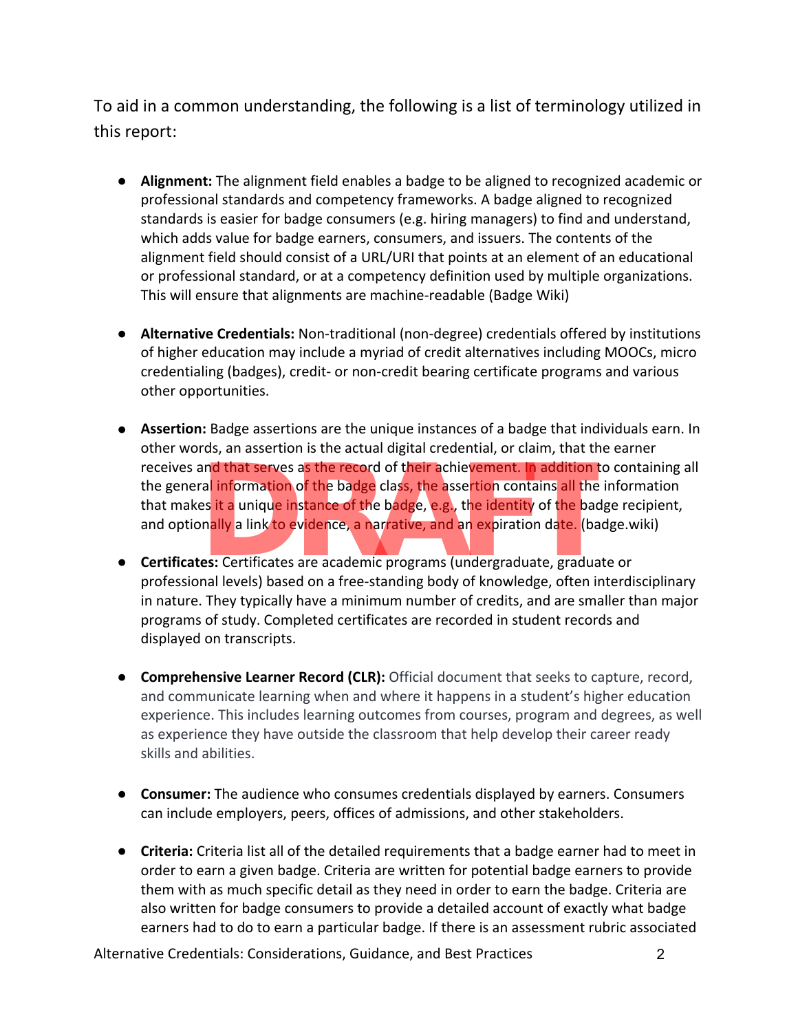To aid in a common understanding, the following is a list of terminology utilized in this report:

- **Alignment:** The alignment field enables a badge to be aligned to recognized academic or professional standards and competency frameworks. A badge aligned to recognized standards is easier for badge consumers (e.g. hiring managers) to find and understand, which adds value for badge earners, consumers, and issuers. The contents of the alignment field should consist of a URL/URI that points at an element of an educational or professional standard, or at a competency definition used by multiple organizations. This will ensure that alignments are machine-readable (Badge Wiki)

- **Alternative Credentials:** Non-traditional (non-degree) credentials offered by institutions of higher education may include a myriad of credit alternatives including MOOCs, micro credentialing (badges), credit- or non-credit bearing certificate programs and various other opportunities.

- **Assertion:** Badge assertions are the unique instances of a badge that individuals earn. In other words, an assertion is the actual digital credential, or claim, that the earner receives and that serves as the record of their achievement. In addition to containing all the general information of the badge class, the assertion contains all the information that makes it a unique instance of the badge, e.g., the identity of the badge recipient, and optionally a link to evidence, a narrative, and an expiration date. (badge.wiki)

- **Certificates:** Certificates are academic programs (undergraduate, graduate or professional levels) based on a free-standing body of knowledge, often interdisciplinary in nature. They typically have a minimum number of credits, and are smaller than major programs of study. Completed certificates are recorded in student records and displayed on transcripts.

- **Comprehensive Learner Record (CLR):** Official document that seeks to capture, record, and communicate learning when and where it happens in a student's higher education experience. This includes learning outcomes from courses, program and degrees, as well as experience they have outside the classroom that help develop their career ready skills and abilities.

- **Consumer:** The audience who consumes credentials displayed by earners. Consumers can include employers, peers, offices of admissions, and other stakeholders.

- **Criteria:** Criteria list all of the detailed requirements that a badge earner had to meet in order to earn a given badge. Criteria are written for potential badge earners to provide them with as much specific detail as they need in order to earn the badge. Criteria are also written for badge consumers to provide a detailed account of exactly what badge earners had to do to earn a particular badge. If there is an assessment rubric associated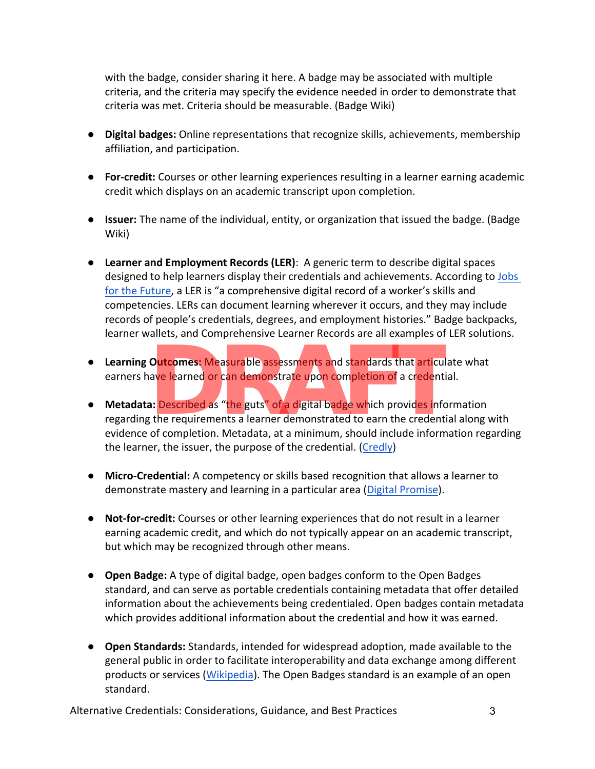with the badge, consider sharing it here. A badge may be associated with multiple criteria, and the criteria may specify the evidence needed in order to demonstrate that criteria was met. Criteria should be measurable. (Badge Wiki)

- **Digital badges:** Online representations that recognize skills, achievements, membership affiliation, and participation.

- **For-credit:** Courses or other learning experiences resulting in a learner earning academic credit which displays on an academic transcript upon completion.

- **Issuer:** The name of the individual, entity, or organization that issued the badge. (Badge Wiki)

- **Learner and Employment Records (LER)**: A generic term to describe digital spaces designed to help learners display their credentials and achievements. According to Jobs for the Future, a LER is "a comprehensive digital record of a worker's skills and competencies. LERs can document learning wherever it occurs, and they may include records of people's credentials, degrees, and employment histories." Badge backpacks, learner wallets, and Comprehensive Learner Records are all examples of LER solutions.

- **Learning Outcomes:** Measurable assessments and standards that articulate what earners have learned or can demonstrate upon completion of a credential.

- **Metadata:** Described as "the guts" of a digital badge which provides information regarding the requirements a learner demonstrated to earn the credential along with evidence of completion. Metadata, at a minimum, should include information regarding the learner, the issuer, the purpose of the credential. (Credly)

- **Micro-Credential:** A competency or skills based recognition that allows a learner to demonstrate mastery and learning in a particular area (Digital Promise).

- **Not-for-credit:** Courses or other learning experiences that do not result in a learner earning academic credit, and which do not typically appear on an academic transcript, but which may be recognized through other means.

- **Open Badge:** A type of digital badge, open badges conform to the Open Badges standard, and can serve as portable credentials containing metadata that offer detailed information about the achievements being credentialed. Open badges contain metadata which provides additional information about the credential and how it was earned.

- **Open Standards:** Standards, intended for widespread adoption, made available to the general public in order to facilitate interoperability and data exchange among different products or services (Wikipedia). The Open Badges standard is an example of an open standard.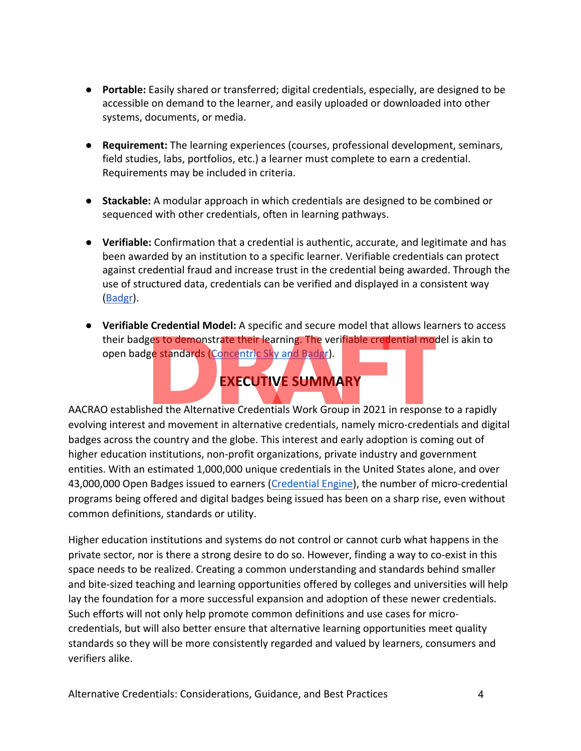- **Portable:** Easily shared or transferred; digital credentials, especially, are designed to be accessible on demand to the learner, and easily uploaded or downloaded into other systems, documents, or media.

- **Requirement:** The learning experiences (courses, professional development, seminars, field studies, labs, portfolios, etc.) a learner must complete to earn a credential. Requirements may be included in criteria.

- **Stackable:** A modular approach in which credentials are designed to be combined or sequenced with other credentials, often in learning pathways.

- **Verifiable:** Confirmation that a credential is authentic, accurate, and legitimate and has been awarded by an institution to a specific learner. Verifiable credentials can protect against credential fraud and increase trust in the credential being awarded. Through the use of structured data, credentials can be verified and displayed in a consistent way (Badgr).

- **Verifiable Credential Model:** A specific and secure model that allows learners to access their badges to demonstrate their learning. The verifiable credential model is akin to open badge standards (Concentric Sky and Badgr).

## EXECUTIVE SUMMARY

AACRAO established the Alternative Credentials Work Group in 2021 in response to a rapidly evolving interest and movement in alternative credentials, namely micro-credentials and digital badges across the country and the globe. This interest and early adoption is coming out of higher education institutions, non-profit organizations, private industry and government entities. With an estimated 1,000,000 unique credentials in the United States alone, and over 43,000,000 Open Badges issued to earners (Credential Engine), the number of micro-credential programs being offered and digital badges being issued has been on a sharp rise, even without common definitions, standards or utility.

Higher education institutions and systems do not control or cannot curb what happens in the private sector, nor is there a strong desire to do so. However, finding a way to co-exist in this space needs to be realized. Creating a common understanding and standards behind smaller and bite-sized teaching and learning opportunities offered by colleges and universities will help lay the foundation for a more successful expansion and adoption of these newer credentials. Such efforts will not only help promote common definitions and use cases for micro-credentials, but will also better ensure that alternative learning opportunities meet quality standards so they will be more consistently regarded and valued by learners, consumers and verifiers alike.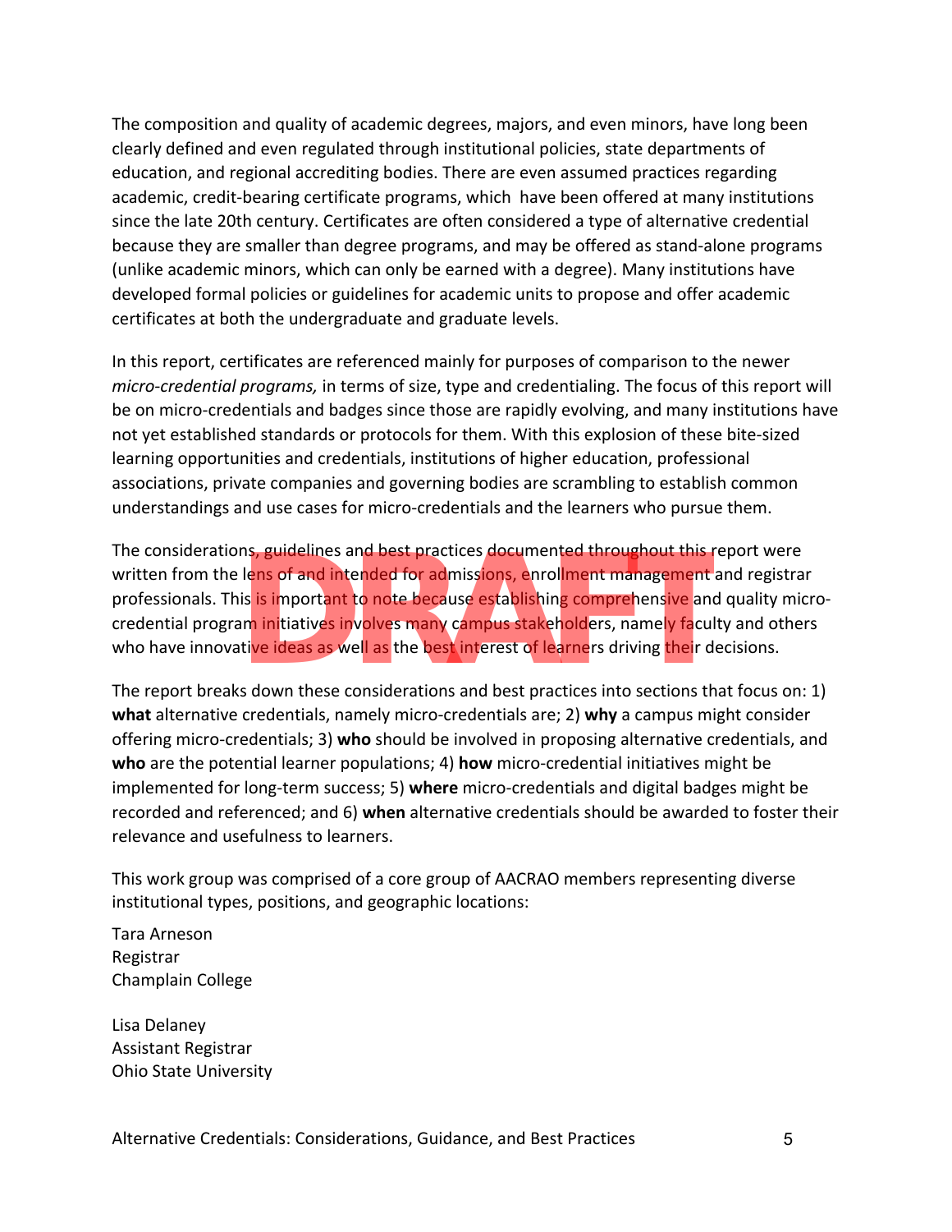The composition and quality of academic degrees, majors, and even minors, have long been clearly defined and even regulated through institutional policies, state departments of education, and regional accrediting bodies. There are even assumed practices regarding academic, credit-bearing certificate programs, which have been offered at many institutions since the late 20th century. Certificates are often considered a type of alternative credential because they are smaller than degree programs, and may be offered as stand-alone programs (unlike academic minors, which can only be earned with a degree). Many institutions have developed formal policies or guidelines for academic units to propose and offer academic certificates at both the undergraduate and graduate levels.

In this report, certificates are referenced mainly for purposes of comparison to the newer *micro-credential programs,* in terms of size, type and credentialing. The focus of this report will be on micro-credentials and badges since those are rapidly evolving, and many institutions have not yet established standards or protocols for them. With this explosion of these bite-sized learning opportunities and credentials, institutions of higher education, professional associations, private companies and governing bodies are scrambling to establish common understandings and use cases for micro-credentials and the learners who pursue them.

The considerations, guidelines and best practices documented throughout this report were written from the lens of and intended for admissions, enrollment management and registrar professionals. This is important to note because establishing comprehensive and quality micro-credential program initiatives involves many campus stakeholders, namely faculty and others who have innovative ideas as well as the best interest of learners driving their decisions.

The report breaks down these considerations and best practices into sections that focus on: 1) **what** alternative credentials, namely micro-credentials are; 2) **why** a campus might consider offering micro-credentials; 3) **who** should be involved in proposing alternative credentials, and **who** are the potential learner populations; 4) **how** micro-credential initiatives might be implemented for long-term success; 5) **where** micro-credentials and digital badges might be recorded and referenced; and 6) **when** alternative credentials should be awarded to foster their relevance and usefulness to learners.

This work group was comprised of a core group of AACRAO members representing diverse institutional types, positions, and geographic locations:

Tara Arneson  
Registrar  
Champlain College

Lisa Delaney  
Assistant Registrar  
Ohio State University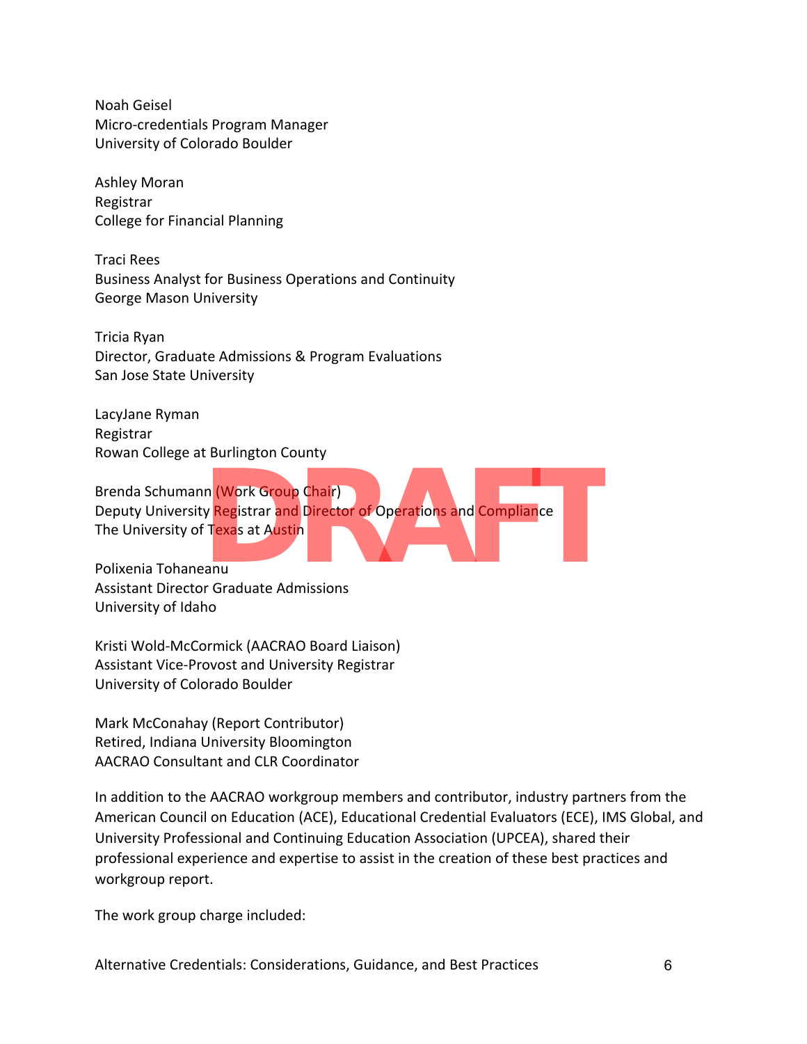Noah Geisel
Micro-credentials Program Manager
University of Colorado Boulder

Ashley Moran
Registrar
College for Financial Planning

Traci Rees
Business Analyst for Business Operations and Continuity
George Mason University

Tricia Ryan
Director, Graduate Admissions & Program Evaluations
San Jose State University

LacyJane Ryman
Registrar
Rowan College at Burlington County

Brenda Schumann (Work Group Chair)
Deputy University Registrar and Director of Operations and Compliance
The University of Texas at Austin

Polixenia Tohaneanu
Assistant Director Graduate Admissions
University of Idaho

Kristi Wold-McCormick (AACRAO Board Liaison)
Assistant Vice-Provost and University Registrar
University of Colorado Boulder

Mark McConahay (Report Contributor)
Retired, Indiana University Bloomington
AACRAO Consultant and CLR Coordinator

In addition to the AACRAO workgroup members and contributor, industry partners from the American Council on Education (ACE), Educational Credential Evaluators (ECE), IMS Global, and University Professional and Continuing Education Association (UPCEA), shared their professional experience and expertise to assist in the creation of these best practices and workgroup report.

The work group charge included: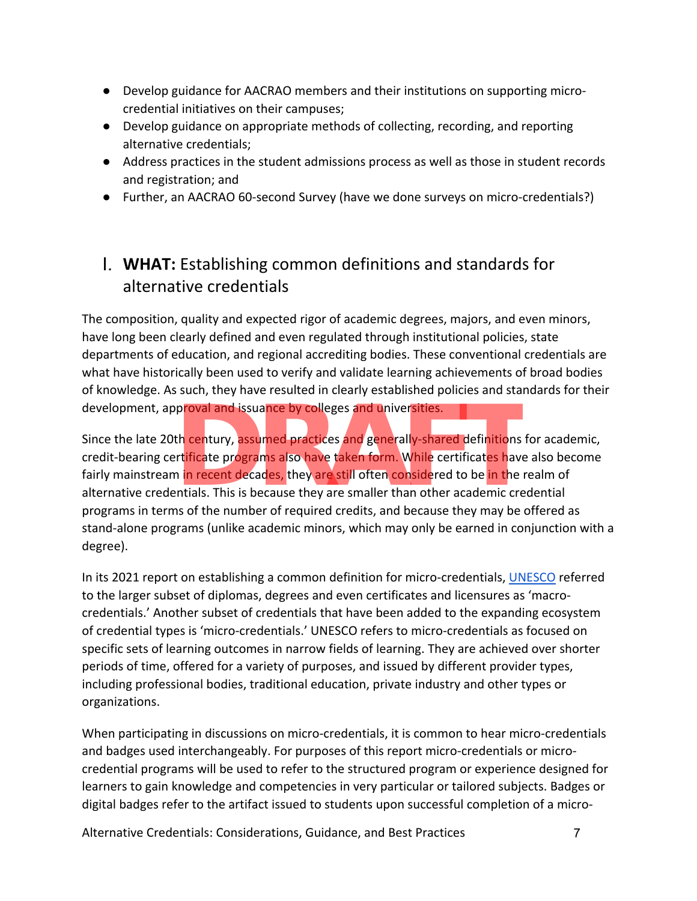- Develop guidance for AACRAO members and their institutions on supporting micro-credential initiatives on their campuses;
- Develop guidance on appropriate methods of collecting, recording, and reporting alternative credentials;
- Address practices in the student admissions process as well as those in student records and registration; and
- Further, an AACRAO 60-second Survey (have we done surveys on micro-credentials?)

## I. **WHAT:** Establishing common definitions and standards for alternative credentials

The composition, quality and expected rigor of academic degrees, majors, and even minors, have long been clearly defined and even regulated through institutional policies, state departments of education, and regional accrediting bodies. These conventional credentials are what have historically been used to verify and validate learning achievements of broad bodies of knowledge. As such, they have resulted in clearly established policies and standards for their development, approval and issuance by colleges and universities.

Since the late 20th century, assumed practices and generally-shared definitions for academic, credit-bearing certificate programs also have taken form. While certificates have also become fairly mainstream in recent decades, they are still often considered to be in the realm of alternative credentials. This is because they are smaller than other academic credential programs in terms of the number of required credits, and because they may be offered as stand-alone programs (unlike academic minors, which may only be earned in conjunction with a degree).

In its 2021 report on establishing a common definition for micro-credentials, UNESCO referred to the larger subset of diplomas, degrees and even certificates and licensures as 'macro-credentials.' Another subset of credentials that have been added to the expanding ecosystem of credential types is 'micro-credentials.' UNESCO refers to micro-credentials as focused on specific sets of learning outcomes in narrow fields of learning. They are achieved over shorter periods of time, offered for a variety of purposes, and issued by different provider types, including professional bodies, traditional education, private industry and other types or organizations.

When participating in discussions on micro-credentials, it is common to hear micro-credentials and badges used interchangeably. For purposes of this report micro-credentials or micro-credential programs will be used to refer to the structured program or experience designed for learners to gain knowledge and competencies in very particular or tailored subjects. Badges or digital badges refer to the artifact issued to students upon successful completion of a micro-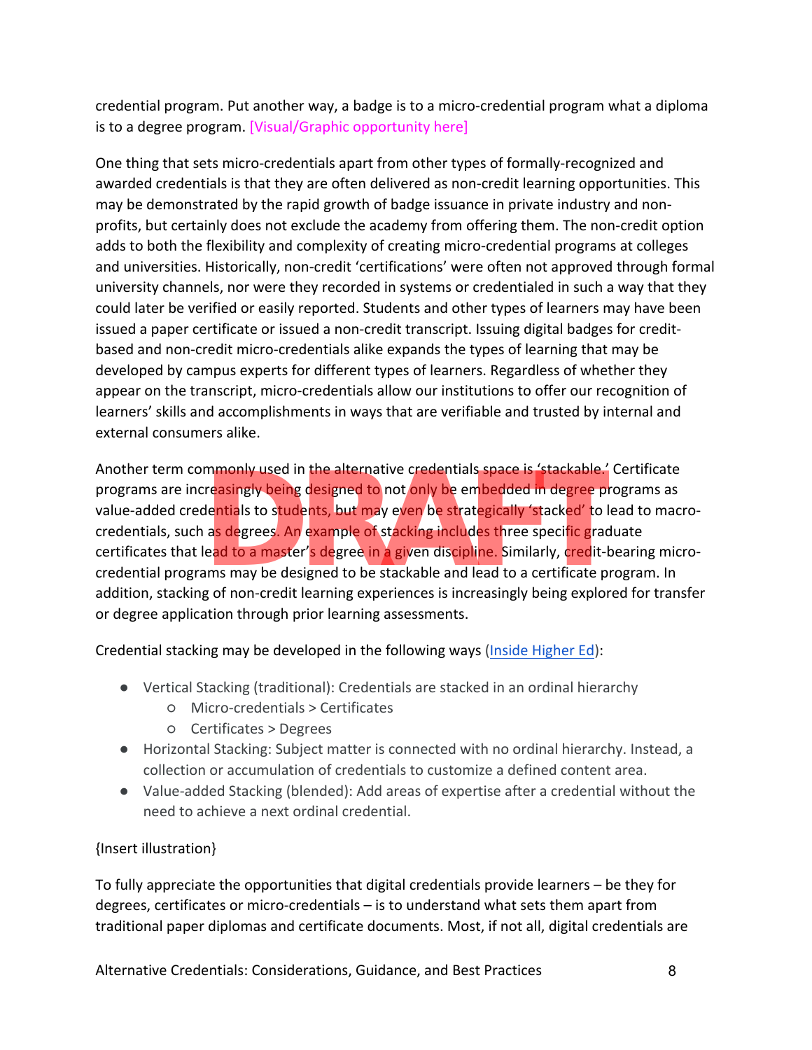credential program. Put another way, a badge is to a micro-credential program what a diploma is to a degree program. [Visual/Graphic opportunity here]

One thing that sets micro-credentials apart from other types of formally-recognized and awarded credentials is that they are often delivered as non-credit learning opportunities. This may be demonstrated by the rapid growth of badge issuance in private industry and non-profits, but certainly does not exclude the academy from offering them. The non-credit option adds to both the flexibility and complexity of creating micro-credential programs at colleges and universities. Historically, non-credit 'certifications' were often not approved through formal university channels, nor were they recorded in systems or credentialed in such a way that they could later be verified or easily reported. Students and other types of learners may have been issued a paper certificate or issued a non-credit transcript. Issuing digital badges for credit-based and non-credit micro-credentials alike expands the types of learning that may be developed by campus experts for different types of learners. Regardless of whether they appear on the transcript, micro-credentials allow our institutions to offer our recognition of learners' skills and accomplishments in ways that are verifiable and trusted by internal and external consumers alike.

Another term commonly used in the alternative credentials space is 'stackable.' Certificate programs are increasingly being designed to not only be embedded in degree programs as value-added credentials to students, but may even be strategically 'stacked' to lead to macro-credentials, such as degrees. An example of stacking includes three specific graduate certificates that lead to a master's degree in a given discipline. Similarly, credit-bearing micro-credential programs may be designed to be stackable and lead to a certificate program. In addition, stacking of non-credit learning experiences is increasingly being explored for transfer or degree application through prior learning assessments.

Credential stacking may be developed in the following ways (Inside Higher Ed):

- Vertical Stacking (traditional): Credentials are stacked in an ordinal hierarchy
  - Micro-credentials > Certificates
  - Certificates > Degrees
- Horizontal Stacking: Subject matter is connected with no ordinal hierarchy. Instead, a collection or accumulation of credentials to customize a defined content area.
- Value-added Stacking (blended): Add areas of expertise after a credential without the need to achieve a next ordinal credential.

{Insert illustration}

To fully appreciate the opportunities that digital credentials provide learners – be they for degrees, certificates or micro-credentials – is to understand what sets them apart from traditional paper diplomas and certificate documents. Most, if not all, digital credentials are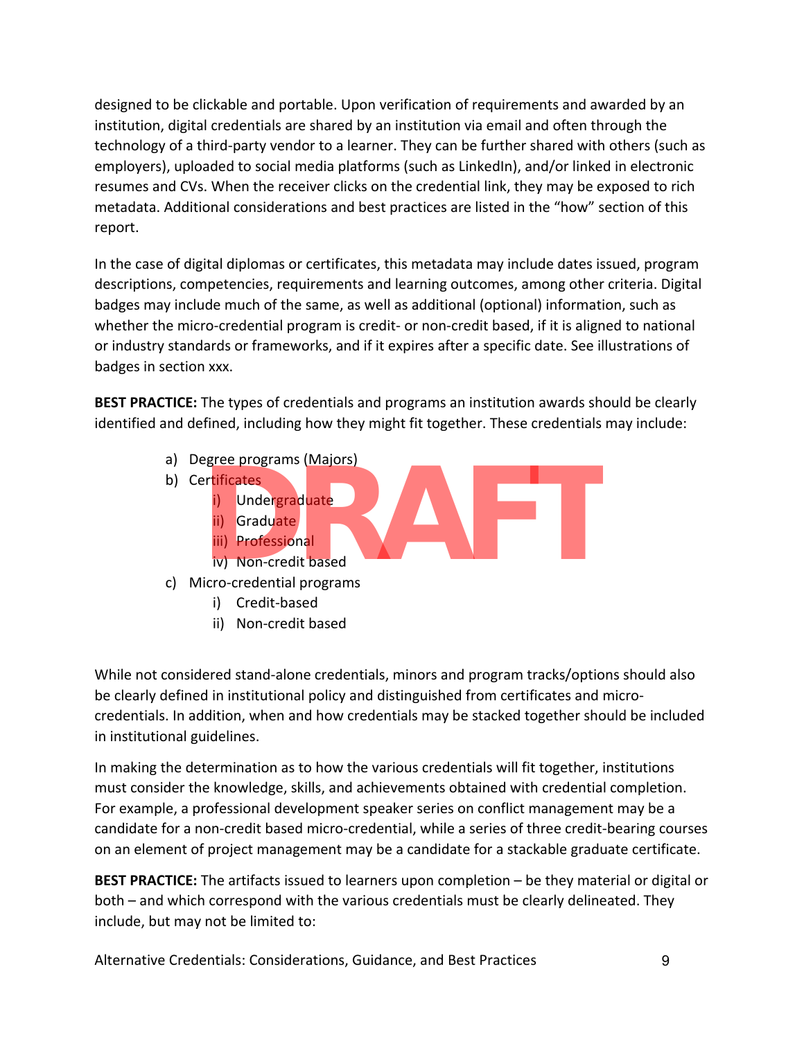designed to be clickable and portable. Upon verification of requirements and awarded by an institution, digital credentials are shared by an institution via email and often through the technology of a third-party vendor to a learner. They can be further shared with others (such as employers), uploaded to social media platforms (such as LinkedIn), and/or linked in electronic resumes and CVs. When the receiver clicks on the credential link, they may be exposed to rich metadata. Additional considerations and best practices are listed in the "how" section of this report.

In the case of digital diplomas or certificates, this metadata may include dates issued, program descriptions, competencies, requirements and learning outcomes, among other criteria. Digital badges may include much of the same, as well as additional (optional) information, such as whether the micro-credential program is credit- or non-credit based, if it is aligned to national or industry standards or frameworks, and if it expires after a specific date. See illustrations of badges in section xxx.

**BEST PRACTICE:** The types of credentials and programs an institution awards should be clearly identified and defined, including how they might fit together. These credentials may include:

a) Degree programs (Majors)
b) Certificates
    i) Undergraduate
    ii) Graduate
    iii) Professional
    iv) Non-credit based
c) Micro-credential programs
    i) Credit-based
    ii) Non-credit based

While not considered stand-alone credentials, minors and program tracks/options should also be clearly defined in institutional policy and distinguished from certificates and micro-credentials. In addition, when and how credentials may be stacked together should be included in institutional guidelines.

In making the determination as to how the various credentials will fit together, institutions must consider the knowledge, skills, and achievements obtained with credential completion. For example, a professional development speaker series on conflict management may be a candidate for a non-credit based micro-credential, while a series of three credit-bearing courses on an element of project management may be a candidate for a stackable graduate certificate.

**BEST PRACTICE:** The artifacts issued to learners upon completion – be they material or digital or both – and which correspond with the various credentials must be clearly delineated. They include, but may not be limited to: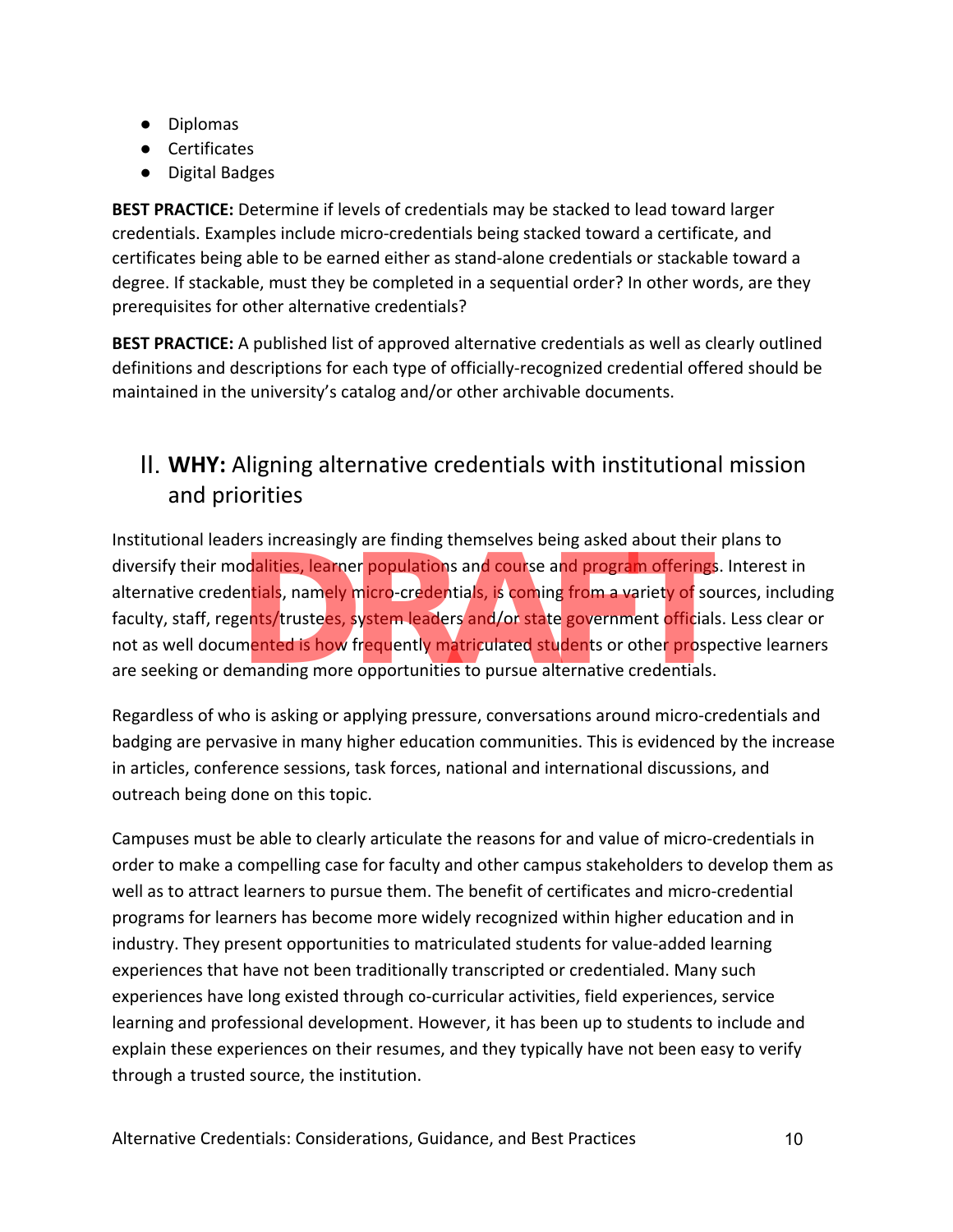- Diplomas
- Certificates
- Digital Badges

**BEST PRACTICE:** Determine if levels of credentials may be stacked to lead toward larger credentials. Examples include micro-credentials being stacked toward a certificate, and certificates being able to be earned either as stand-alone credentials or stackable toward a degree. If stackable, must they be completed in a sequential order? In other words, are they prerequisites for other alternative credentials?

**BEST PRACTICE:** A published list of approved alternative credentials as well as clearly outlined definitions and descriptions for each type of officially-recognized credential offered should be maintained in the university's catalog and/or other archivable documents.

## II. **WHY:** Aligning alternative credentials with institutional mission and priorities

Institutional leaders increasingly are finding themselves being asked about their plans to diversify their modalities, learner populations and course and program offerings. Interest in alternative credentials, namely micro-credentials, is coming from a variety of sources, including faculty, staff, regents/trustees, system leaders and/or state government officials. Less clear or not as well documented is how frequently matriculated students or other prospective learners are seeking or demanding more opportunities to pursue alternative credentials.

Regardless of who is asking or applying pressure, conversations around micro-credentials and badging are pervasive in many higher education communities. This is evidenced by the increase in articles, conference sessions, task forces, national and international discussions, and outreach being done on this topic.

Campuses must be able to clearly articulate the reasons for and value of micro-credentials in order to make a compelling case for faculty and other campus stakeholders to develop them as well as to attract learners to pursue them. The benefit of certificates and micro-credential programs for learners has become more widely recognized within higher education and in industry. They present opportunities to matriculated students for value-added learning experiences that have not been traditionally transcripted or credentialed. Many such experiences have long existed through co-curricular activities, field experiences, service learning and professional development. However, it has been up to students to include and explain these experiences on their resumes, and they typically have not been easy to verify through a trusted source, the institution.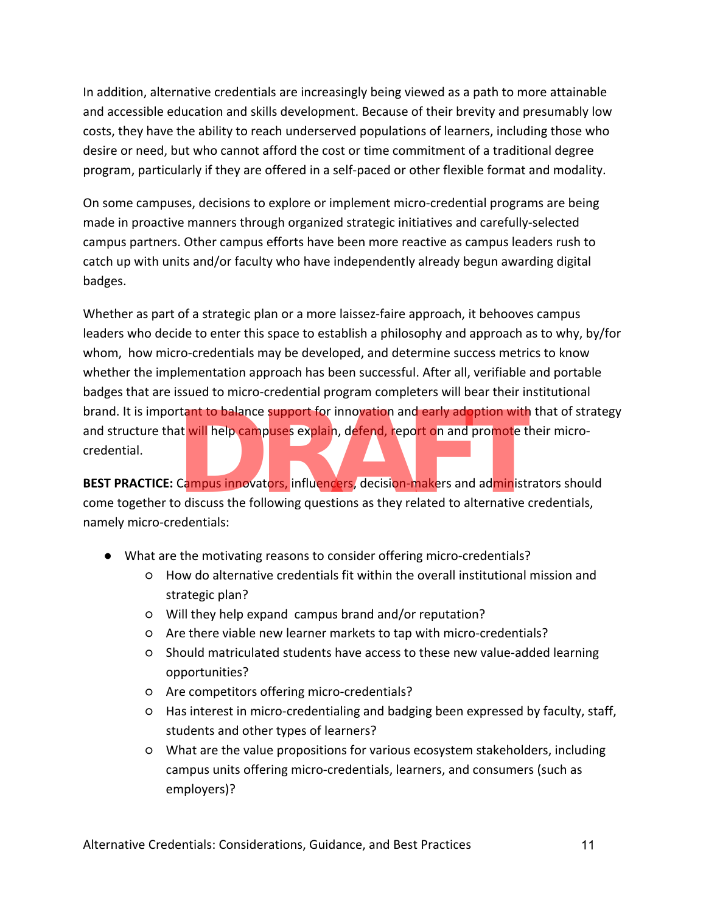In addition, alternative credentials are increasingly being viewed as a path to more attainable and accessible education and skills development. Because of their brevity and presumably low costs, they have the ability to reach underserved populations of learners, including those who desire or need, but who cannot afford the cost or time commitment of a traditional degree program, particularly if they are offered in a self-paced or other flexible format and modality.

On some campuses, decisions to explore or implement micro-credential programs are being made in proactive manners through organized strategic initiatives and carefully-selected campus partners. Other campus efforts have been more reactive as campus leaders rush to catch up with units and/or faculty who have independently already begun awarding digital badges.

Whether as part of a strategic plan or a more laissez-faire approach, it behooves campus leaders who decide to enter this space to establish a philosophy and approach as to why, by/for whom,  how micro-credentials may be developed, and determine success metrics to know whether the implementation approach has been successful. After all, verifiable and portable badges that are issued to micro-credential program completers will bear their institutional brand. It is important to balance support for innovation and early adoption with that of strategy and structure that will help campuses explain, defend, report on and promote their micro-credential.

**BEST PRACTICE:** Campus innovators, influencers, decision-makers and administrators should come together to discuss the following questions as they related to alternative credentials, namely micro-credentials:

- What are the motivating reasons to consider offering micro-credentials?
  - How do alternative credentials fit within the overall institutional mission and strategic plan?
  - Will they help expand  campus brand and/or reputation?
  - Are there viable new learner markets to tap with micro-credentials?
  - Should matriculated students have access to these new value-added learning opportunities?
  - Are competitors offering micro-credentials?
  - Has interest in micro-credentialing and badging been expressed by faculty, staff, students and other types of learners?
  - What are the value propositions for various ecosystem stakeholders, including campus units offering micro-credentials, learners, and consumers (such as employers)?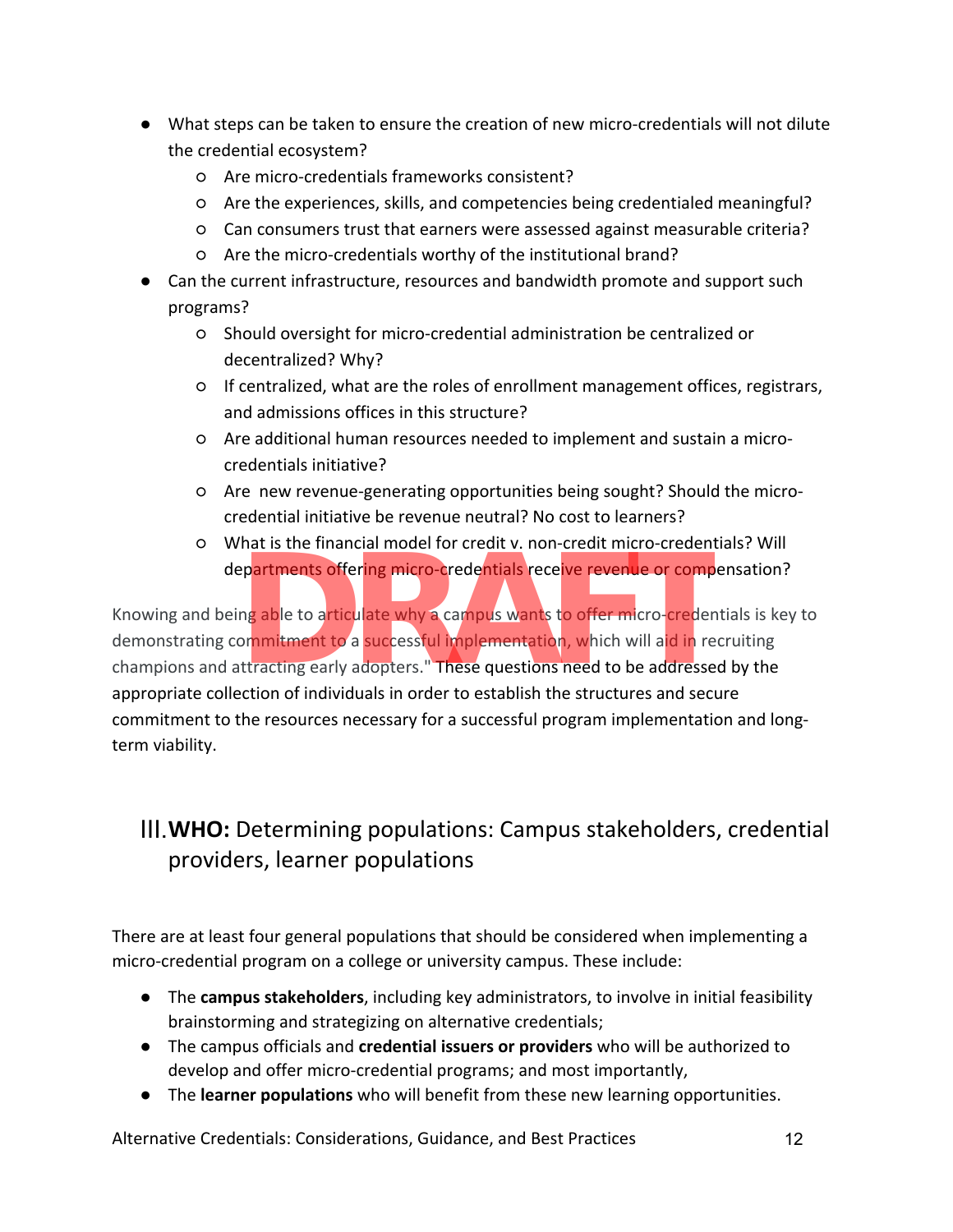- What steps can be taken to ensure the creation of new micro-credentials will not dilute the credential ecosystem?
    - Are micro-credentials frameworks consistent?
    - Are the experiences, skills, and competencies being credentialed meaningful?
    - Can consumers trust that earners were assessed against measurable criteria?
    - Are the micro-credentials worthy of the institutional brand?
- Can the current infrastructure, resources and bandwidth promote and support such programs?
    - Should oversight for micro-credential administration be centralized or decentralized? Why?
    - If centralized, what are the roles of enrollment management offices, registrars, and admissions offices in this structure?
    - Are additional human resources needed to implement and sustain a micro-credentials initiative?
    - Are new revenue-generating opportunities being sought? Should the micro-credential initiative be revenue neutral? No cost to learners?
    - What is the financial model for credit v. non-credit micro-credentials? Will departments offering micro-credentials receive revenue or compensation?

Knowing and being able to articulate why a campus wants to offer micro-credentials is key to demonstrating commitment to a successful implementation, which will aid in recruiting champions and attracting early adopters." These questions need to be addressed by the appropriate collection of individuals in order to establish the structures and secure commitment to the resources necessary for a successful program implementation and long-term viability.

## III. **WHO:** Determining populations: Campus stakeholders, credential providers, learner populations

There are at least four general populations that should be considered when implementing a micro-credential program on a college or university campus. These include:

- The **campus stakeholders**, including key administrators, to involve in initial feasibility brainstorming and strategizing on alternative credentials;
- The campus officials and **credential issuers or providers** who will be authorized to develop and offer micro-credential programs; and most importantly,
- The **learner populations** who will benefit from these new learning opportunities.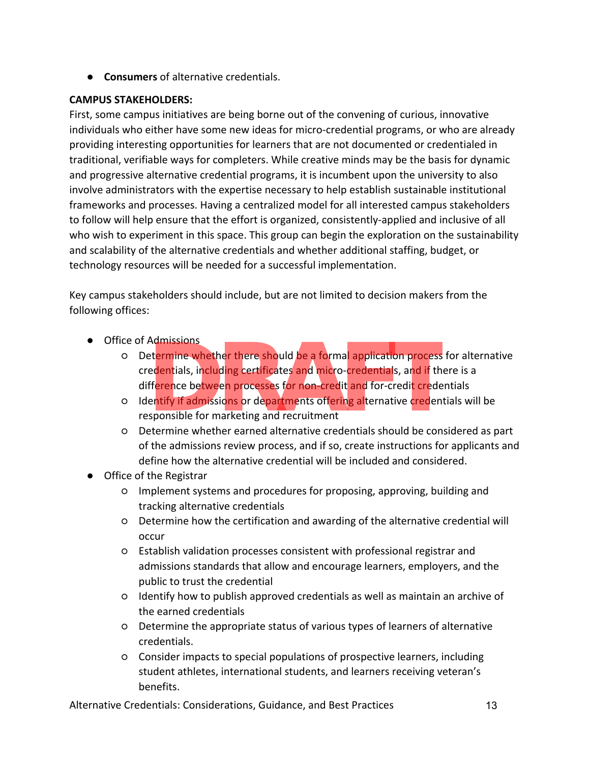- **Consumers** of alternative credentials.

**CAMPUS STAKEHOLDERS:**

First, some campus initiatives are being borne out of the convening of curious, innovative individuals who either have some new ideas for micro-credential programs, or who are already providing interesting opportunities for learners that are not documented or credentialed in traditional, verifiable ways for completers. While creative minds may be the basis for dynamic and progressive alternative credential programs, it is incumbent upon the university to also involve administrators with the expertise necessary to help establish sustainable institutional frameworks and processes. Having a centralized model for all interested campus stakeholders to follow will help ensure that the effort is organized, consistently-applied and inclusive of all who wish to experiment in this space. This group can begin the exploration on the sustainability and scalability of the alternative credentials and whether additional staffing, budget, or technology resources will be needed for a successful implementation.

Key campus stakeholders should include, but are not limited to decision makers from the following offices:

- Office of Admissions
  - Determine whether there should be a formal application process for alternative credentials, including certificates and micro-credentials, and if there is a difference between processes for non-credit and for-credit credentials
  - Identify if admissions or departments offering alternative credentials will be responsible for marketing and recruitment
  - Determine whether earned alternative credentials should be considered as part of the admissions review process, and if so, create instructions for applicants and define how the alternative credential will be included and considered.
- Office of the Registrar
  - Implement systems and procedures for proposing, approving, building and tracking alternative credentials
  - Determine how the certification and awarding of the alternative credential will occur
  - Establish validation processes consistent with professional registrar and admissions standards that allow and encourage learners, employers, and the public to trust the credential
  - Identify how to publish approved credentials as well as maintain an archive of the earned credentials
  - Determine the appropriate status of various types of learners of alternative credentials.
  - Consider impacts to special populations of prospective learners, including student athletes, international students, and learners receiving veteran's benefits.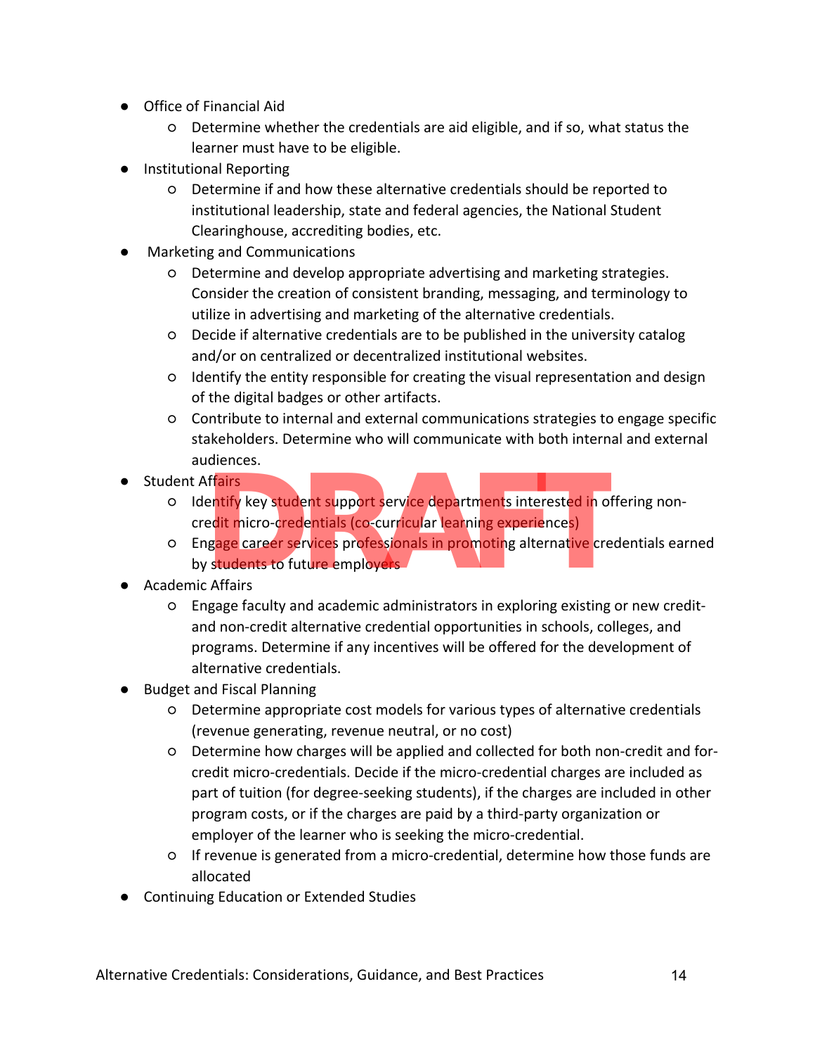- Office of Financial Aid
  - Determine whether the credentials are aid eligible, and if so, what status the learner must have to be eligible.
- Institutional Reporting
  - Determine if and how these alternative credentials should be reported to institutional leadership, state and federal agencies, the National Student Clearinghouse, accrediting bodies, etc.
- Marketing and Communications
  - Determine and develop appropriate advertising and marketing strategies. Consider the creation of consistent branding, messaging, and terminology to utilize in advertising and marketing of the alternative credentials.
  - Decide if alternative credentials are to be published in the university catalog and/or on centralized or decentralized institutional websites.
  - Identify the entity responsible for creating the visual representation and design of the digital badges or other artifacts.
  - Contribute to internal and external communications strategies to engage specific stakeholders. Determine who will communicate with both internal and external audiences.
- Student Affairs
  - Identify key student support service departments interested in offering non-credit micro-credentials (co-curricular learning experiences)
  - Engage career services professionals in promoting alternative credentials earned by students to future employers
- Academic Affairs
  - Engage faculty and academic administrators in exploring existing or new credit- and non-credit alternative credential opportunities in schools, colleges, and programs. Determine if any incentives will be offered for the development of alternative credentials.
- Budget and Fiscal Planning
  - Determine appropriate cost models for various types of alternative credentials (revenue generating, revenue neutral, or no cost)
  - Determine how charges will be applied and collected for both non-credit and for-credit micro-credentials. Decide if the micro-credential charges are included as part of tuition (for degree-seeking students), if the charges are included in other program costs, or if the charges are paid by a third-party organization or employer of the learner who is seeking the micro-credential.
  - If revenue is generated from a micro-credential, determine how those funds are allocated
- Continuing Education or Extended Studies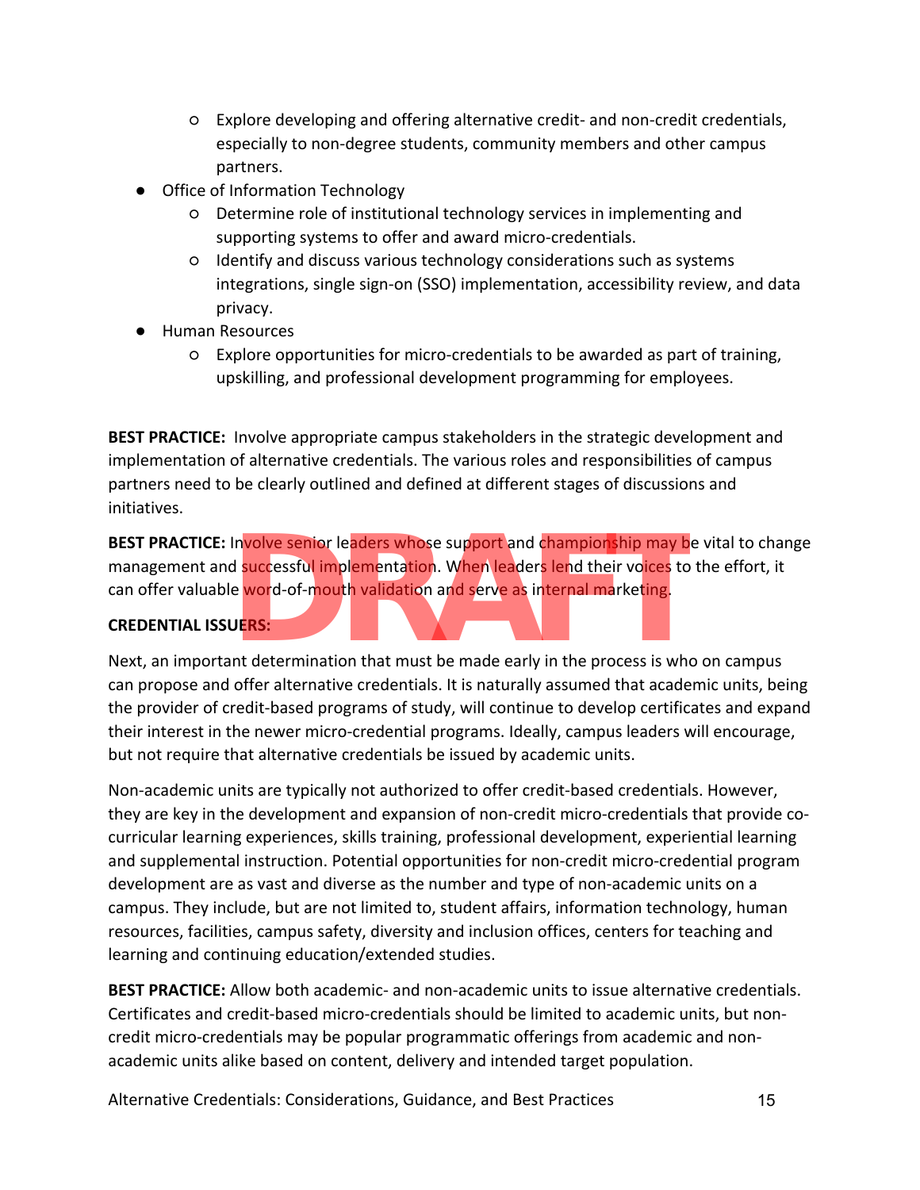- Explore developing and offering alternative credit- and non-credit credentials, especially to non-degree students, community members and other campus partners.
- Office of Information Technology
    - Determine role of institutional technology services in implementing and supporting systems to offer and award micro-credentials.
    - Identify and discuss various technology considerations such as systems integrations, single sign-on (SSO) implementation, accessibility review, and data privacy.
- Human Resources
    - Explore opportunities for micro-credentials to be awarded as part of training, upskilling, and professional development programming for employees.

**BEST PRACTICE:** Involve appropriate campus stakeholders in the strategic development and implementation of alternative credentials. The various roles and responsibilities of campus partners need to be clearly outlined and defined at different stages of discussions and initiatives.

**BEST PRACTICE:** Involve senior leaders whose support and championship may be vital to change management and successful implementation. When leaders lend their voices to the effort, it can offer valuable word-of-mouth validation and serve as internal marketing.

**CREDENTIAL ISSUERS:**

Next, an important determination that must be made early in the process is who on campus can propose and offer alternative credentials. It is naturally assumed that academic units, being the provider of credit-based programs of study, will continue to develop certificates and expand their interest in the newer micro-credential programs. Ideally, campus leaders will encourage, but not require that alternative credentials be issued by academic units.

Non-academic units are typically not authorized to offer credit-based credentials. However, they are key in the development and expansion of non-credit micro-credentials that provide co-curricular learning experiences, skills training, professional development, experiential learning and supplemental instruction. Potential opportunities for non-credit micro-credential program development are as vast and diverse as the number and type of non-academic units on a campus. They include, but are not limited to, student affairs, information technology, human resources, facilities, campus safety, diversity and inclusion offices, centers for teaching and learning and continuing education/extended studies.

**BEST PRACTICE:** Allow both academic- and non-academic units to issue alternative credentials. Certificates and credit-based micro-credentials should be limited to academic units, but non-credit micro-credentials may be popular programmatic offerings from academic and non-academic units alike based on content, delivery and intended target population.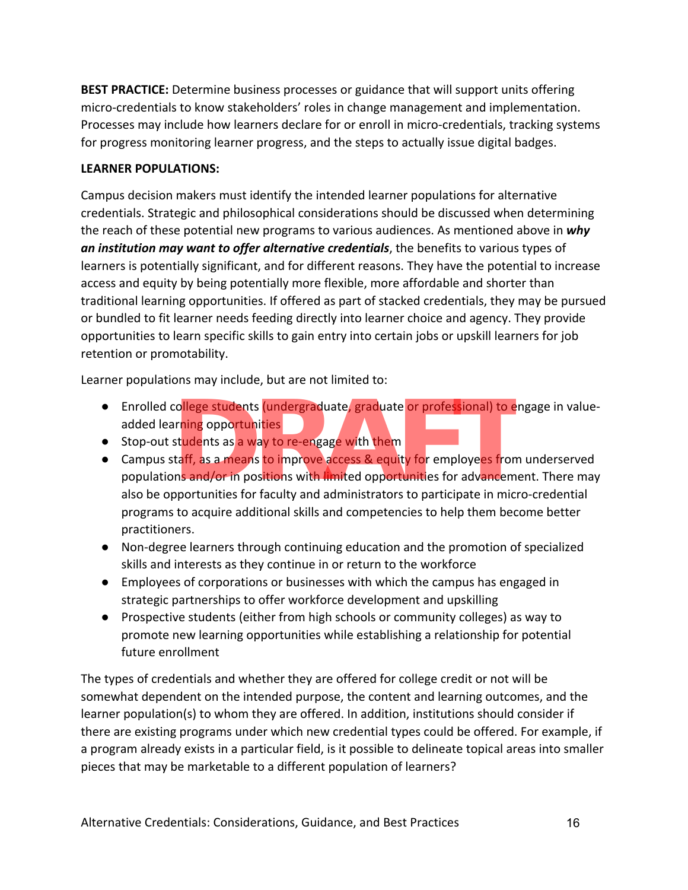**BEST PRACTICE:** Determine business processes or guidance that will support units offering micro-credentials to know stakeholders' roles in change management and implementation. Processes may include how learners declare for or enroll in micro-credentials, tracking systems for progress monitoring learner progress, and the steps to actually issue digital badges.

**LEARNER POPULATIONS:**

Campus decision makers must identify the intended learner populations for alternative credentials. Strategic and philosophical considerations should be discussed when determining the reach of these potential new programs to various audiences. As mentioned above in ***why an institution may want to offer alternative credentials***, the benefits to various types of learners is potentially significant, and for different reasons. They have the potential to increase access and equity by being potentially more flexible, more affordable and shorter than traditional learning opportunities. If offered as part of stacked credentials, they may be pursued or bundled to fit learner needs feeding directly into learner choice and agency. They provide opportunities to learn specific skills to gain entry into certain jobs or upskill learners for job retention or promotability.

Learner populations may include, but are not limited to:

- Enrolled college students (undergraduate, graduate or professional) to engage in value-added learning opportunities
- Stop-out students as a way to re-engage with them
- Campus staff, as a means to improve access & equity for employees from underserved populations and/or in positions with limited opportunities for advancement. There may also be opportunities for faculty and administrators to participate in micro-credential programs to acquire additional skills and competencies to help them become better practitioners.
- Non-degree learners through continuing education and the promotion of specialized skills and interests as they continue in or return to the workforce
- Employees of corporations or businesses with which the campus has engaged in strategic partnerships to offer workforce development and upskilling
- Prospective students (either from high schools or community colleges) as way to promote new learning opportunities while establishing a relationship for potential future enrollment

The types of credentials and whether they are offered for college credit or not will be somewhat dependent on the intended purpose, the content and learning outcomes, and the learner population(s) to whom they are offered. In addition, institutions should consider if there are existing programs under which new credential types could be offered. For example, if a program already exists in a particular field, is it possible to delineate topical areas into smaller pieces that may be marketable to a different population of learners?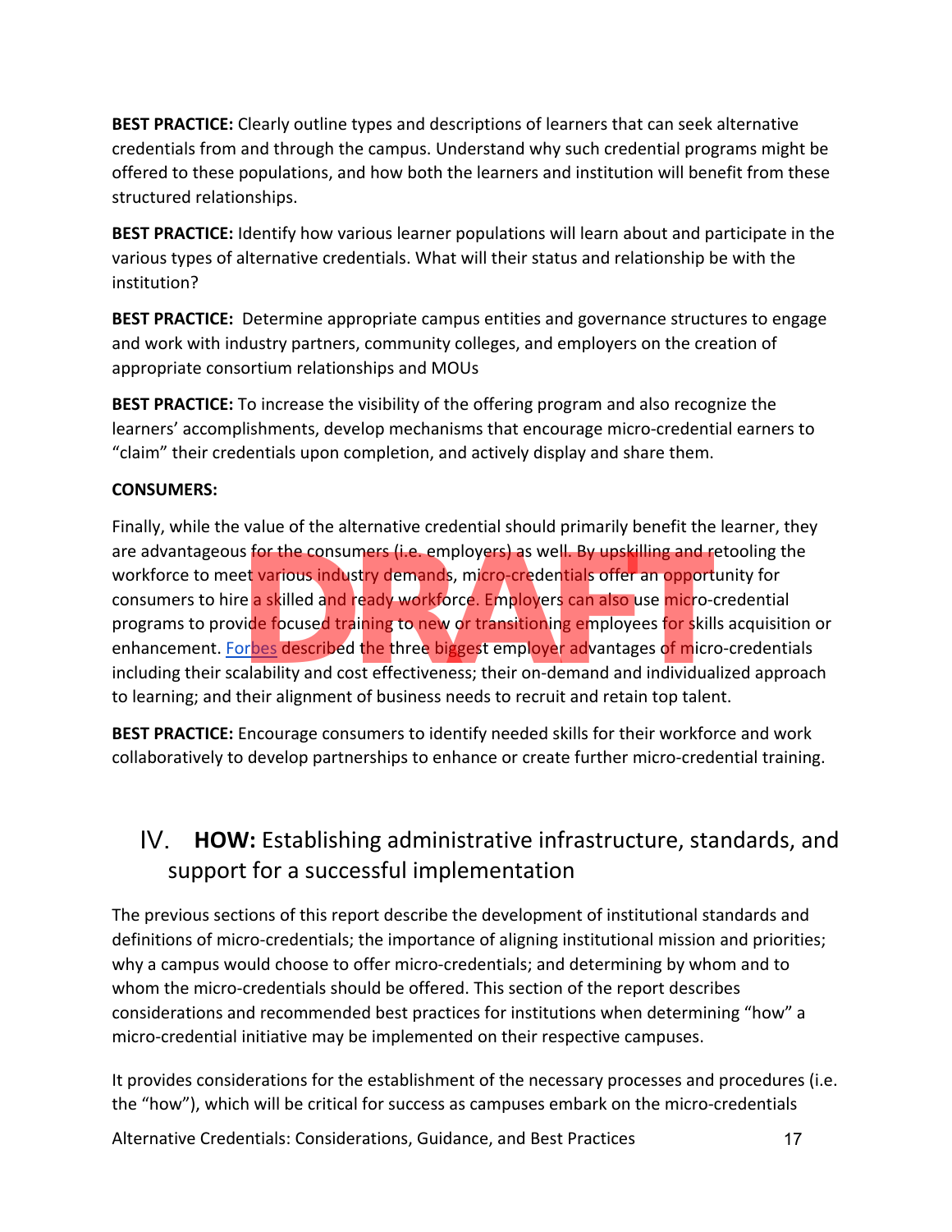**BEST PRACTICE:** Clearly outline types and descriptions of learners that can seek alternative credentials from and through the campus. Understand why such credential programs might be offered to these populations, and how both the learners and institution will benefit from these structured relationships.

**BEST PRACTICE:** Identify how various learner populations will learn about and participate in the various types of alternative credentials. What will their status and relationship be with the institution?

**BEST PRACTICE:** Determine appropriate campus entities and governance structures to engage and work with industry partners, community colleges, and employers on the creation of appropriate consortium relationships and MOUs

**BEST PRACTICE:** To increase the visibility of the offering program and also recognize the learners' accomplishments, develop mechanisms that encourage micro-credential earners to "claim" their credentials upon completion, and actively display and share them.

**CONSUMERS:**

Finally, while the value of the alternative credential should primarily benefit the learner, they are advantageous for the consumers (i.e. employers) as well. By upskilling and retooling the workforce to meet various industry demands, micro-credentials offer an opportunity for consumers to hire a skilled and ready workforce. Employers can also use micro-credential programs to provide focused training to new or transitioning employees for skills acquisition or enhancement. Forbes described the three biggest employer advantages of micro-credentials including their scalability and cost effectiveness; their on-demand and individualized approach to learning; and their alignment of business needs to recruit and retain top talent.

**BEST PRACTICE:** Encourage consumers to identify needed skills for their workforce and work collaboratively to develop partnerships to enhance or create further micro-credential training.

## IV. **HOW:** Establishing administrative infrastructure, standards, and support for a successful implementation

The previous sections of this report describe the development of institutional standards and definitions of micro-credentials; the importance of aligning institutional mission and priorities; why a campus would choose to offer micro-credentials; and determining by whom and to whom the micro-credentials should be offered. This section of the report describes considerations and recommended best practices for institutions when determining "how" a micro-credential initiative may be implemented on their respective campuses.

It provides considerations for the establishment of the necessary processes and procedures (i.e. the "how"), which will be critical for success as campuses embark on the micro-credentials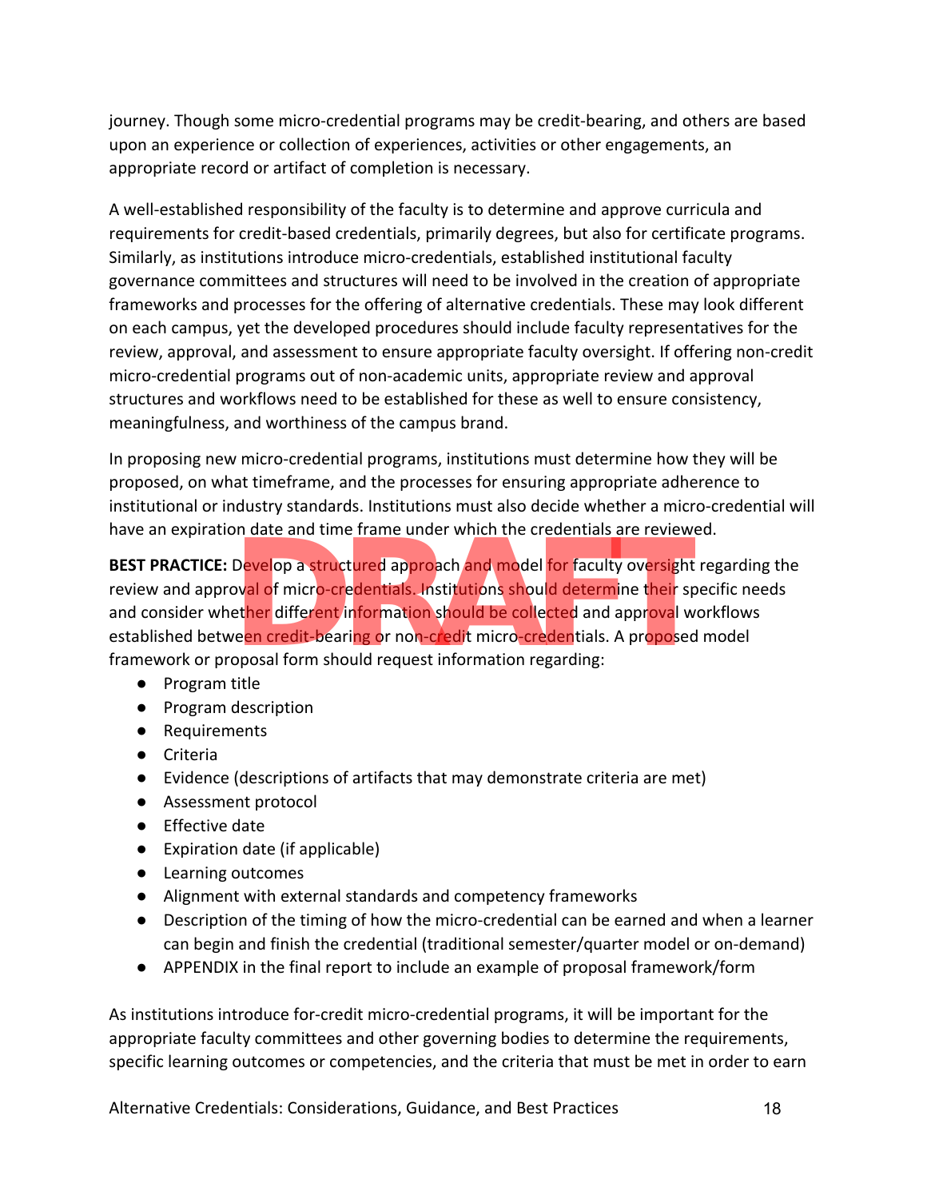journey. Though some micro-credential programs may be credit-bearing, and others are based upon an experience or collection of experiences, activities or other engagements, an appropriate record or artifact of completion is necessary.

A well-established responsibility of the faculty is to determine and approve curricula and requirements for credit-based credentials, primarily degrees, but also for certificate programs. Similarly, as institutions introduce micro-credentials, established institutional faculty governance committees and structures will need to be involved in the creation of appropriate frameworks and processes for the offering of alternative credentials. These may look different on each campus, yet the developed procedures should include faculty representatives for the review, approval, and assessment to ensure appropriate faculty oversight. If offering non-credit micro-credential programs out of non-academic units, appropriate review and approval structures and workflows need to be established for these as well to ensure consistency, meaningfulness, and worthiness of the campus brand.

In proposing new micro-credential programs, institutions must determine how they will be proposed, on what timeframe, and the processes for ensuring appropriate adherence to institutional or industry standards. Institutions must also decide whether a micro-credential will have an expiration date and time frame under which the credentials are reviewed.

**BEST PRACTICE:** Develop a structured approach and model for faculty oversight regarding the review and approval of micro-credentials. Institutions should determine their specific needs and consider whether different information should be collected and approval workflows established between credit-bearing or non-credit micro-credentials. A proposed model framework or proposal form should request information regarding:

- Program title
- Program description
- Requirements
- Criteria
- Evidence (descriptions of artifacts that may demonstrate criteria are met)
- Assessment protocol
- Effective date
- Expiration date (if applicable)
- Learning outcomes
- Alignment with external standards and competency frameworks
- Description of the timing of how the micro-credential can be earned and when a learner can begin and finish the credential (traditional semester/quarter model or on-demand)
- APPENDIX in the final report to include an example of proposal framework/form

As institutions introduce for-credit micro-credential programs, it will be important for the appropriate faculty committees and other governing bodies to determine the requirements, specific learning outcomes or competencies, and the criteria that must be met in order to earn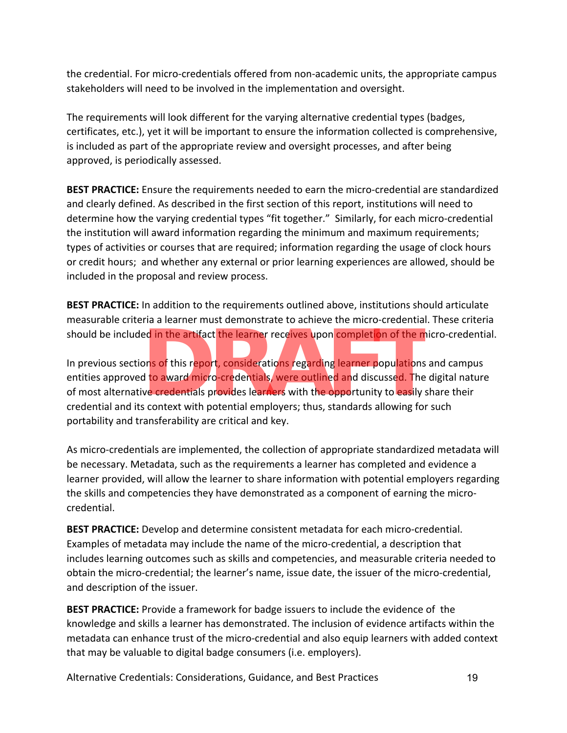the credential. For micro-credentials offered from non-academic units, the appropriate campus stakeholders will need to be involved in the implementation and oversight.

The requirements will look different for the varying alternative credential types (badges, certificates, etc.), yet it will be important to ensure the information collected is comprehensive, is included as part of the appropriate review and oversight processes, and after being approved, is periodically assessed.

**BEST PRACTICE:** Ensure the requirements needed to earn the micro-credential are standardized and clearly defined. As described in the first section of this report, institutions will need to determine how the varying credential types "fit together." Similarly, for each micro-credential the institution will award information regarding the minimum and maximum requirements; types of activities or courses that are required; information regarding the usage of clock hours or credit hours; and whether any external or prior learning experiences are allowed, should be included in the proposal and review process.

**BEST PRACTICE:** In addition to the requirements outlined above, institutions should articulate measurable criteria a learner must demonstrate to achieve the micro-credential. These criteria should be included in the artifact the learner receives upon completion of the micro-credential.

In previous sections of this report, considerations regarding learner populations and campus entities approved to award micro-credentials, were outlined and discussed. The digital nature of most alternative credentials provides learners with the opportunity to easily share their credential and its context with potential employers; thus, standards allowing for such portability and transferability are critical and key.

As micro-credentials are implemented, the collection of appropriate standardized metadata will be necessary. Metadata, such as the requirements a learner has completed and evidence a learner provided, will allow the learner to share information with potential employers regarding the skills and competencies they have demonstrated as a component of earning the micro-credential.

**BEST PRACTICE:** Develop and determine consistent metadata for each micro-credential. Examples of metadata may include the name of the micro-credential, a description that includes learning outcomes such as skills and competencies, and measurable criteria needed to obtain the micro-credential; the learner's name, issue date, the issuer of the micro-credential, and description of the issuer.

**BEST PRACTICE:** Provide a framework for badge issuers to include the evidence of the knowledge and skills a learner has demonstrated. The inclusion of evidence artifacts within the metadata can enhance trust of the micro-credential and also equip learners with added context that may be valuable to digital badge consumers (i.e. employers).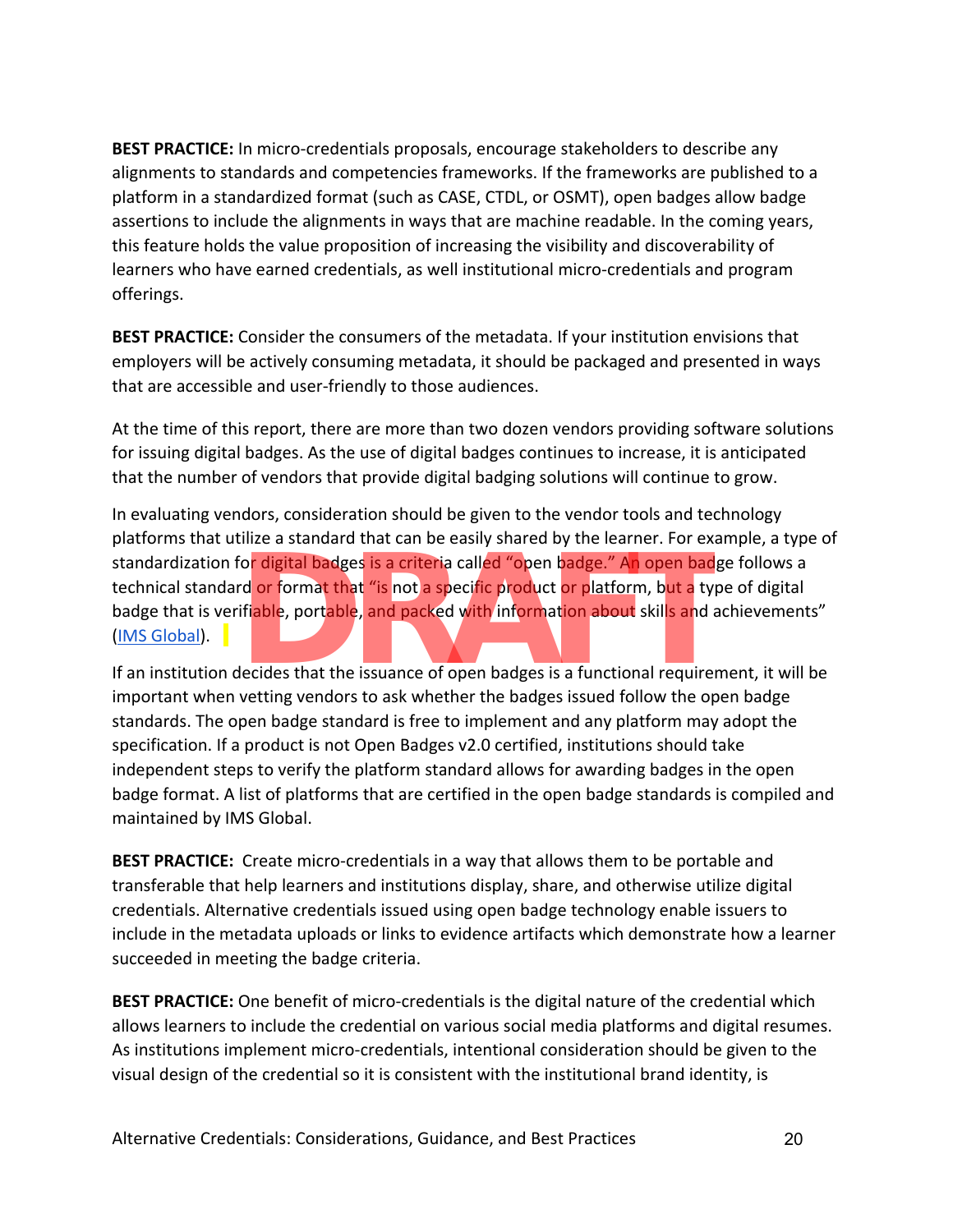**BEST PRACTICE:** In micro-credentials proposals, encourage stakeholders to describe any alignments to standards and competencies frameworks. If the frameworks are published to a platform in a standardized format (such as CASE, CTDL, or OSMT), open badges allow badge assertions to include the alignments in ways that are machine readable. In the coming years, this feature holds the value proposition of increasing the visibility and discoverability of learners who have earned credentials, as well institutional micro-credentials and program offerings.

**BEST PRACTICE:** Consider the consumers of the metadata. If your institution envisions that employers will be actively consuming metadata, it should be packaged and presented in ways that are accessible and user-friendly to those audiences.

At the time of this report, there are more than two dozen vendors providing software solutions for issuing digital badges. As the use of digital badges continues to increase, it is anticipated that the number of vendors that provide digital badging solutions will continue to grow.

In evaluating vendors, consideration should be given to the vendor tools and technology platforms that utilize a standard that can be easily shared by the learner. For example, a type of standardization for digital badges is a criteria called "open badge." An open badge follows a technical standard or format that "is not a specific product or platform, but a type of digital badge that is verifiable, portable, and packed with information about skills and achievements" (IMS Global).

If an institution decides that the issuance of open badges is a functional requirement, it will be important when vetting vendors to ask whether the badges issued follow the open badge standards. The open badge standard is free to implement and any platform may adopt the specification. If a product is not Open Badges v2.0 certified, institutions should take independent steps to verify the platform standard allows for awarding badges in the open badge format. A list of platforms that are certified in the open badge standards is compiled and maintained by IMS Global.

**BEST PRACTICE:** Create micro-credentials in a way that allows them to be portable and transferable that help learners and institutions display, share, and otherwise utilize digital credentials. Alternative credentials issued using open badge technology enable issuers to include in the metadata uploads or links to evidence artifacts which demonstrate how a learner succeeded in meeting the badge criteria.

**BEST PRACTICE:** One benefit of micro-credentials is the digital nature of the credential which allows learners to include the credential on various social media platforms and digital resumes. As institutions implement micro-credentials, intentional consideration should be given to the visual design of the credential so it is consistent with the institutional brand identity, is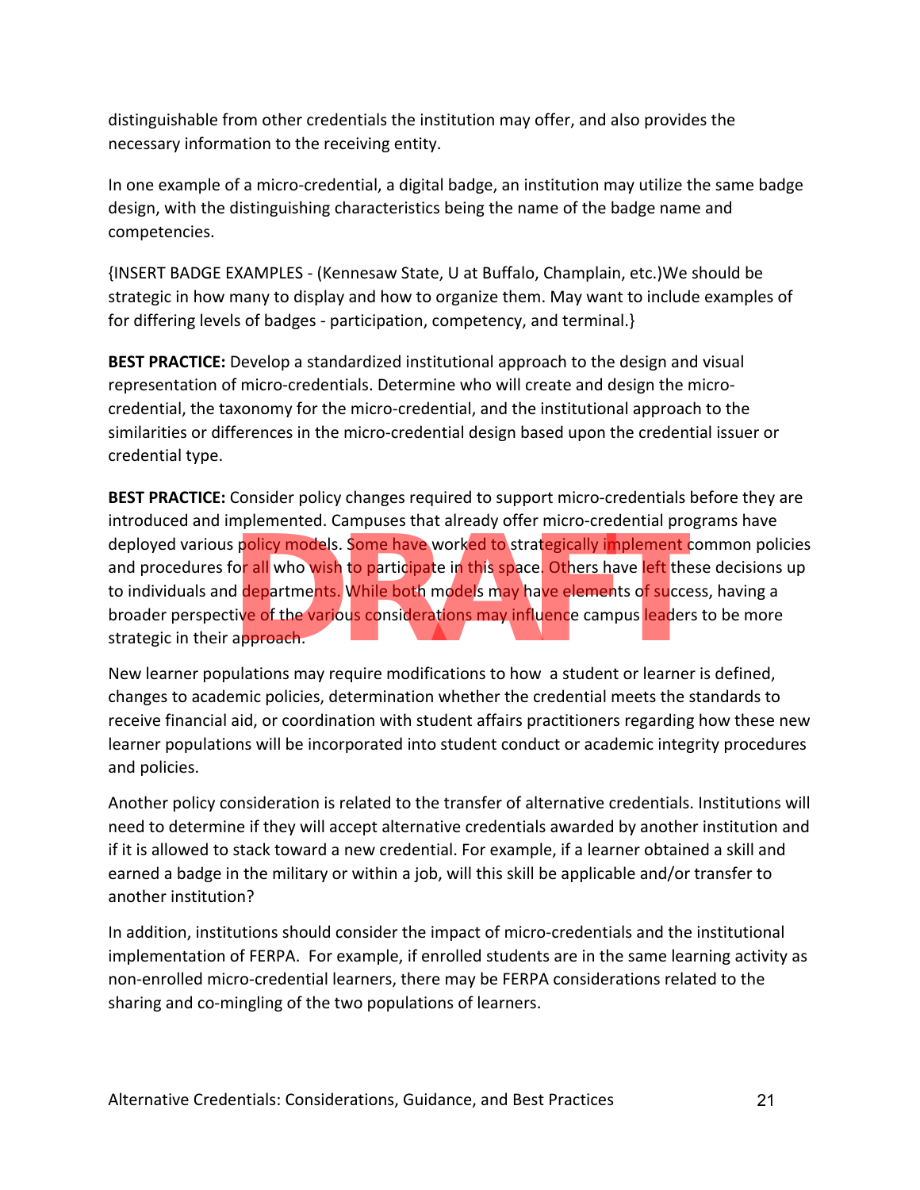distinguishable from other credentials the institution may offer, and also provides the necessary information to the receiving entity.

In one example of a micro-credential, a digital badge, an institution may utilize the same badge design, with the distinguishing characteristics being the name of the badge name and competencies.

{INSERT BADGE EXAMPLES - (Kennesaw State, U at Buffalo, Champlain, etc.)We should be strategic in how many to display and how to organize them. May want to include examples of for differing levels of badges - participation, competency, and terminal.}

**BEST PRACTICE:** Develop a standardized institutional approach to the design and visual representation of micro-credentials. Determine who will create and design the micro-credential, the taxonomy for the micro-credential, and the institutional approach to the similarities or differences in the micro-credential design based upon the credential issuer or credential type.

**BEST PRACTICE:** Consider policy changes required to support micro-credentials before they are introduced and implemented. Campuses that already offer micro-credential programs have deployed various policy models. Some have worked to strategically implement common policies and procedures for all who wish to participate in this space. Others have left these decisions up to individuals and departments. While both models may have elements of success, having a broader perspective of the various considerations may influence campus leaders to be more strategic in their approach.

New learner populations may require modifications to how a student or learner is defined, changes to academic policies, determination whether the credential meets the standards to receive financial aid, or coordination with student affairs practitioners regarding how these new learner populations will be incorporated into student conduct or academic integrity procedures and policies.

Another policy consideration is related to the transfer of alternative credentials. Institutions will need to determine if they will accept alternative credentials awarded by another institution and if it is allowed to stack toward a new credential. For example, if a learner obtained a skill and earned a badge in the military or within a job, will this skill be applicable and/or transfer to another institution?

In addition, institutions should consider the impact of micro-credentials and the institutional implementation of FERPA. For example, if enrolled students are in the same learning activity as non-enrolled micro-credential learners, there may be FERPA considerations related to the sharing and co-mingling of the two populations of learners.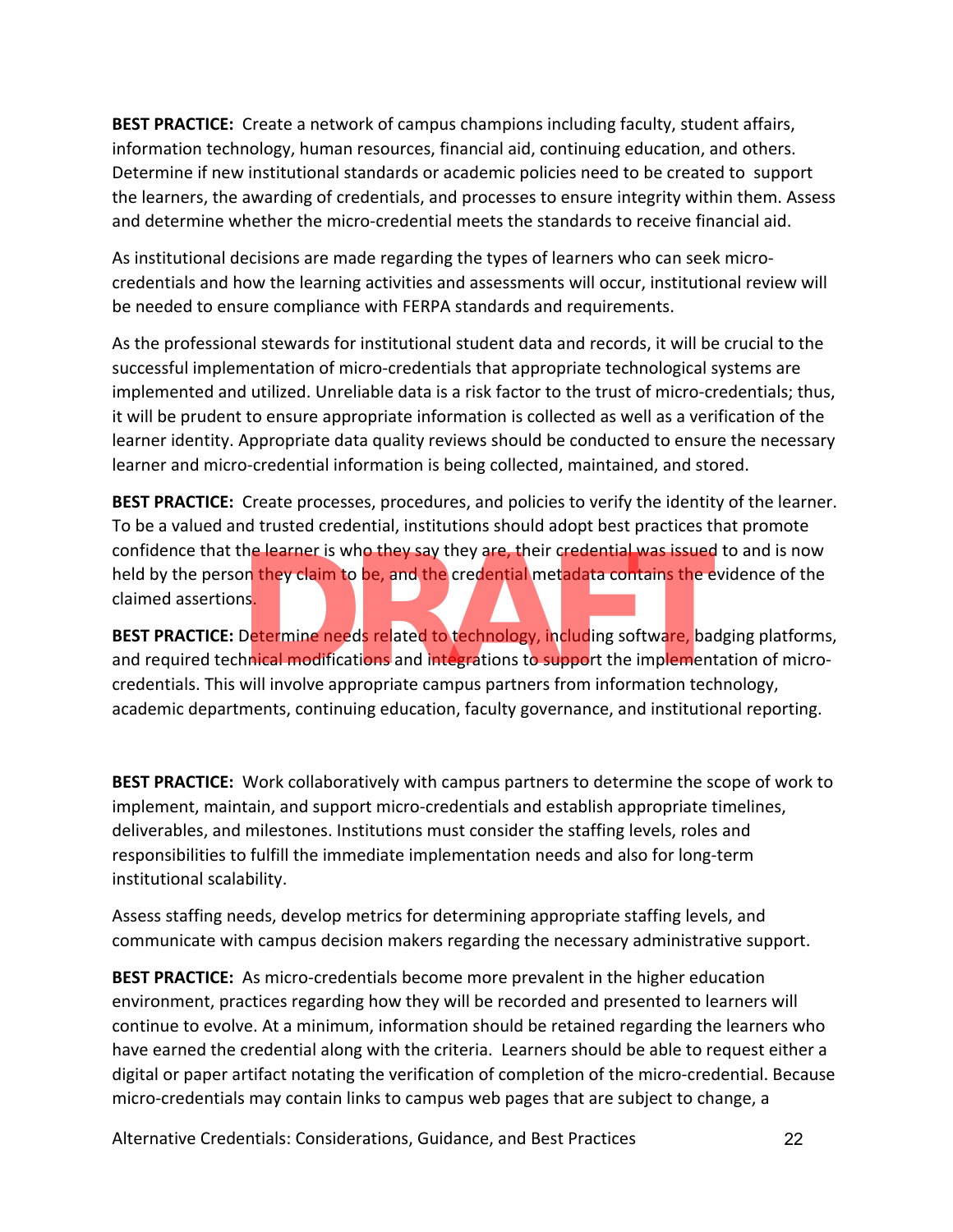**BEST PRACTICE:** Create a network of campus champions including faculty, student affairs, information technology, human resources, financial aid, continuing education, and others. Determine if new institutional standards or academic policies need to be created to support the learners, the awarding of credentials, and processes to ensure integrity within them. Assess and determine whether the micro-credential meets the standards to receive financial aid.

As institutional decisions are made regarding the types of learners who can seek micro-credentials and how the learning activities and assessments will occur, institutional review will be needed to ensure compliance with FERPA standards and requirements.

As the professional stewards for institutional student data and records, it will be crucial to the successful implementation of micro-credentials that appropriate technological systems are implemented and utilized. Unreliable data is a risk factor to the trust of micro-credentials; thus, it will be prudent to ensure appropriate information is collected as well as a verification of the learner identity. Appropriate data quality reviews should be conducted to ensure the necessary learner and micro-credential information is being collected, maintained, and stored.

**BEST PRACTICE:** Create processes, procedures, and policies to verify the identity of the learner. To be a valued and trusted credential, institutions should adopt best practices that promote confidence that the learner is who they say they are, their credential was issued to and is now held by the person they claim to be, and the credential metadata contains the evidence of the claimed assertions.

**BEST PRACTICE:** Determine needs related to technology, including software, badging platforms, and required technical modifications and integrations to support the implementation of micro-credentials. This will involve appropriate campus partners from information technology, academic departments, continuing education, faculty governance, and institutional reporting.

**BEST PRACTICE:** Work collaboratively with campus partners to determine the scope of work to implement, maintain, and support micro-credentials and establish appropriate timelines, deliverables, and milestones. Institutions must consider the staffing levels, roles and responsibilities to fulfill the immediate implementation needs and also for long-term institutional scalability.

Assess staffing needs, develop metrics for determining appropriate staffing levels, and communicate with campus decision makers regarding the necessary administrative support.

**BEST PRACTICE:** As micro-credentials become more prevalent in the higher education environment, practices regarding how they will be recorded and presented to learners will continue to evolve. At a minimum, information should be retained regarding the learners who have earned the credential along with the criteria. Learners should be able to request either a digital or paper artifact notating the verification of completion of the micro-credential. Because micro-credentials may contain links to campus web pages that are subject to change, a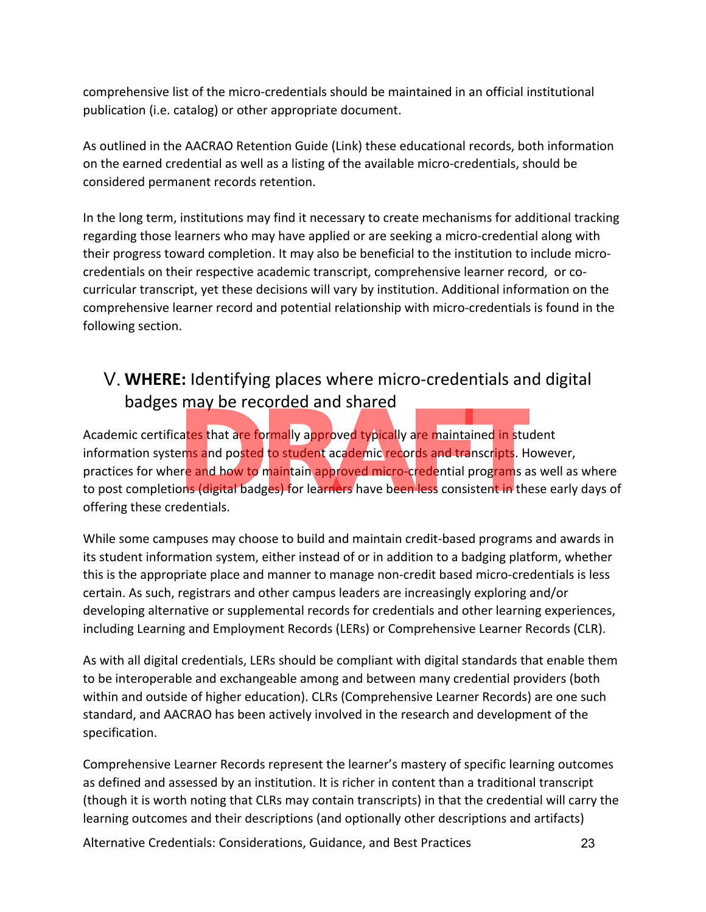comprehensive list of the micro-credentials should be maintained in an official institutional publication (i.e. catalog) or other appropriate document.

As outlined in the AACRAO Retention Guide (Link) these educational records, both information on the earned credential as well as a listing of the available micro-credentials, should be considered permanent records retention.

In the long term, institutions may find it necessary to create mechanisms for additional tracking regarding those learners who may have applied or are seeking a micro-credential along with their progress toward completion. It may also be beneficial to the institution to include micro-credentials on their respective academic transcript, comprehensive learner record, or co-curricular transcript, yet these decisions will vary by institution. Additional information on the comprehensive learner record and potential relationship with micro-credentials is found in the following section.

## V. **WHERE:** Identifying places where micro-credentials and digital badges may be recorded and shared

Academic certificates that are formally approved typically are maintained in student information systems and posted to student academic records and transcripts. However, practices for where and how to maintain approved micro-credential programs as well as where to post completions (digital badges) for learners have been less consistent in these early days of offering these credentials.

While some campuses may choose to build and maintain credit-based programs and awards in its student information system, either instead of or in addition to a badging platform, whether this is the appropriate place and manner to manage non-credit based micro-credentials is less certain. As such, registrars and other campus leaders are increasingly exploring and/or developing alternative or supplemental records for credentials and other learning experiences, including Learning and Employment Records (LERs) or Comprehensive Learner Records (CLR).

As with all digital credentials, LERs should be compliant with digital standards that enable them to be interoperable and exchangeable among and between many credential providers (both within and outside of higher education). CLRs (Comprehensive Learner Records) are one such standard, and AACRAO has been actively involved in the research and development of the specification.

Comprehensive Learner Records represent the learner's mastery of specific learning outcomes as defined and assessed by an institution. It is richer in content than a traditional transcript (though it is worth noting that CLRs may contain transcripts) in that the credential will carry the learning outcomes and their descriptions (and optionally other descriptions and artifacts)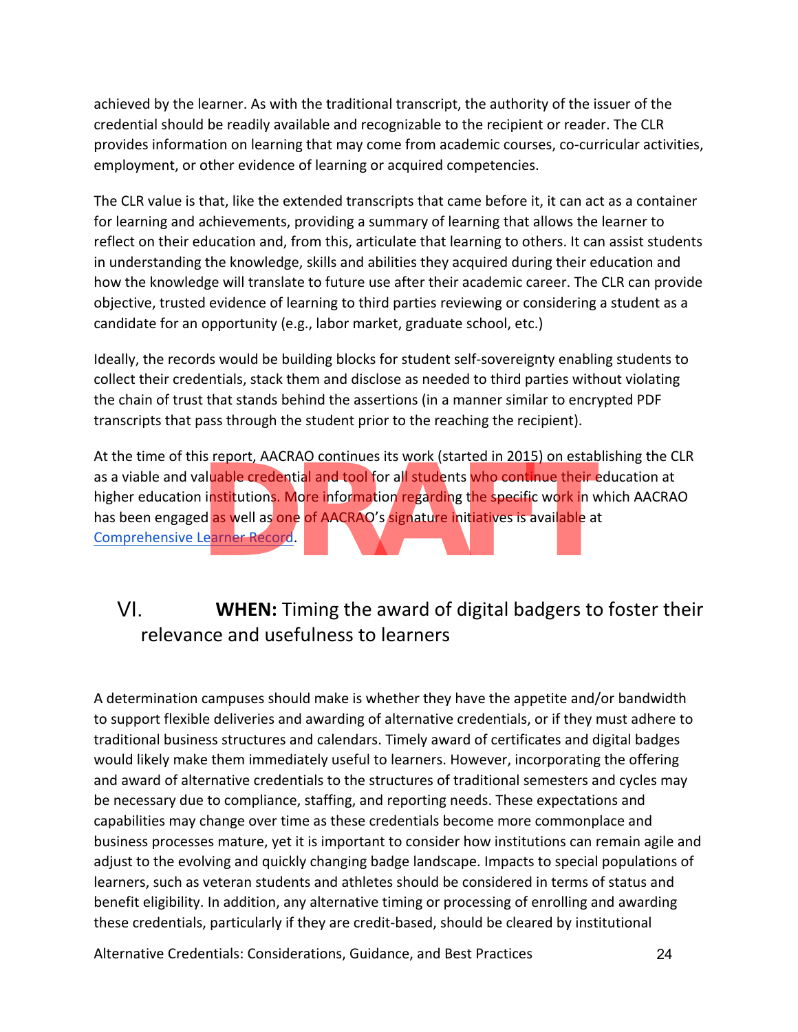achieved by the learner. As with the traditional transcript, the authority of the issuer of the credential should be readily available and recognizable to the recipient or reader. The CLR provides information on learning that may come from academic courses, co-curricular activities, employment, or other evidence of learning or acquired competencies.

The CLR value is that, like the extended transcripts that came before it, it can act as a container for learning and achievements, providing a summary of learning that allows the learner to reflect on their education and, from this, articulate that learning to others. It can assist students in understanding the knowledge, skills and abilities they acquired during their education and how the knowledge will translate to future use after their academic career. The CLR can provide objective, trusted evidence of learning to third parties reviewing or considering a student as a candidate for an opportunity (e.g., labor market, graduate school, etc.)

Ideally, the records would be building blocks for student self-sovereignty enabling students to collect their credentials, stack them and disclose as needed to third parties without violating the chain of trust that stands behind the assertions (in a manner similar to encrypted PDF transcripts that pass through the student prior to the reaching the recipient).

At the time of this report, AACRAO continues its work (started in 2015) on establishing the CLR as a viable and valuable credential and tool for all students who continue their education at higher education institutions. More information regarding the specific work in which AACRAO has been engaged as well as one of AACRAO's signature initiatives is available at Comprehensive Learner Record.

## VI. **WHEN:** Timing the award of digital badgers to foster their relevance and usefulness to learners

A determination campuses should make is whether they have the appetite and/or bandwidth to support flexible deliveries and awarding of alternative credentials, or if they must adhere to traditional business structures and calendars. Timely award of certificates and digital badges would likely make them immediately useful to learners. However, incorporating the offering and award of alternative credentials to the structures of traditional semesters and cycles may be necessary due to compliance, staffing, and reporting needs. These expectations and capabilities may change over time as these credentials become more commonplace and business processes mature, yet it is important to consider how institutions can remain agile and adjust to the evolving and quickly changing badge landscape. Impacts to special populations of learners, such as veteran students and athletes should be considered in terms of status and benefit eligibility. In addition, any alternative timing or processing of enrolling and awarding these credentials, particularly if they are credit-based, should be cleared by institutional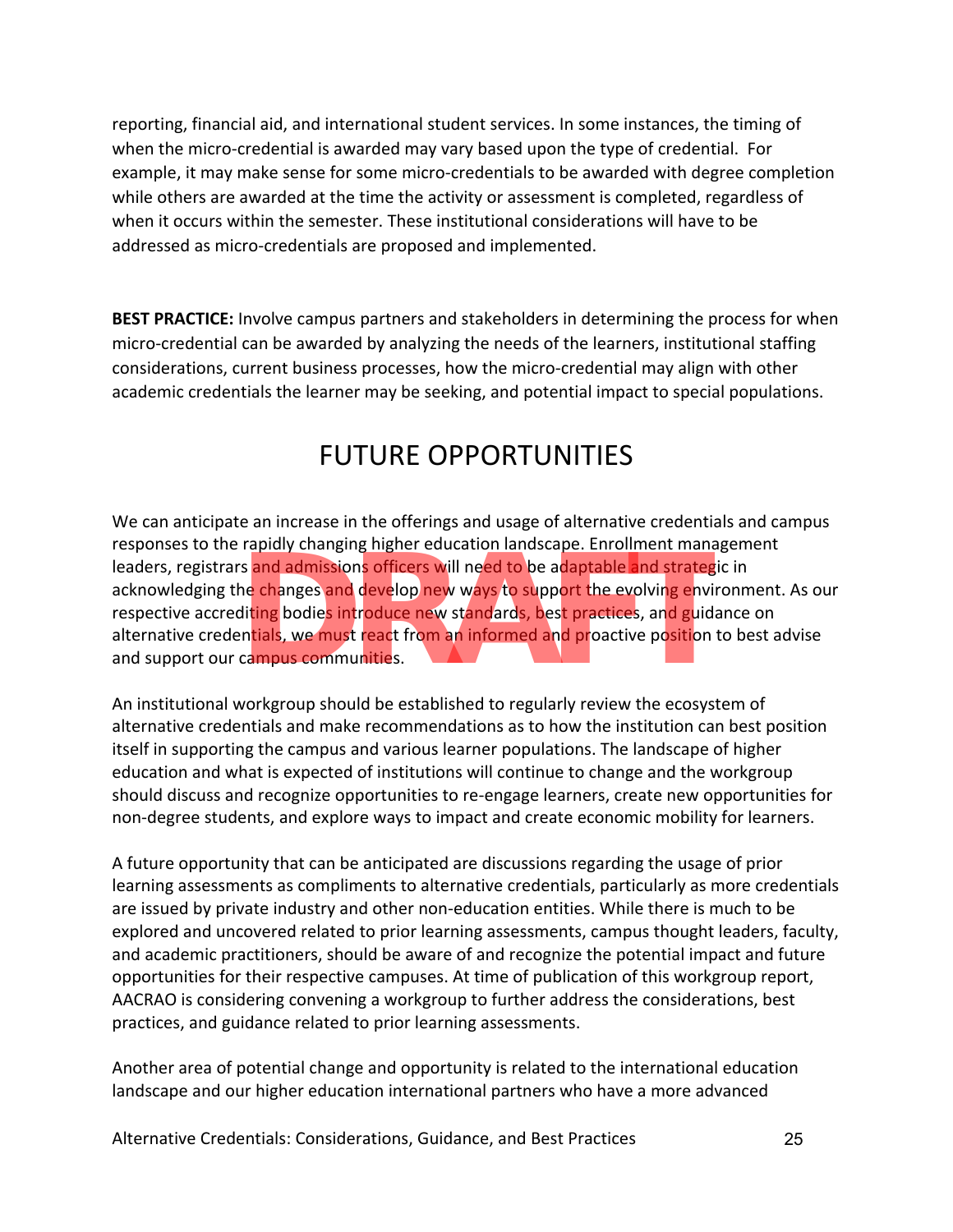reporting, financial aid, and international student services. In some instances, the timing of when the micro-credential is awarded may vary based upon the type of credential. For example, it may make sense for some micro-credentials to be awarded with degree completion while others are awarded at the time the activity or assessment is completed, regardless of when it occurs within the semester. These institutional considerations will have to be addressed as micro-credentials are proposed and implemented.

**BEST PRACTICE:** Involve campus partners and stakeholders in determining the process for when micro-credential can be awarded by analyzing the needs of the learners, institutional staffing considerations, current business processes, how the micro-credential may align with other academic credentials the learner may be seeking, and potential impact to special populations.

## FUTURE OPPORTUNITIES

We can anticipate an increase in the offerings and usage of alternative credentials and campus responses to the rapidly changing higher education landscape. Enrollment management leaders, registrars and admissions officers will need to be adaptable and strategic in acknowledging the changes and develop new ways to support the evolving environment. As our respective accrediting bodies introduce new standards, best practices, and guidance on alternative credentials, we must react from an informed and proactive position to best advise and support our campus communities.

An institutional workgroup should be established to regularly review the ecosystem of alternative credentials and make recommendations as to how the institution can best position itself in supporting the campus and various learner populations. The landscape of higher education and what is expected of institutions will continue to change and the workgroup should discuss and recognize opportunities to re-engage learners, create new opportunities for non-degree students, and explore ways to impact and create economic mobility for learners.

A future opportunity that can be anticipated are discussions regarding the usage of prior learning assessments as compliments to alternative credentials, particularly as more credentials are issued by private industry and other non-education entities. While there is much to be explored and uncovered related to prior learning assessments, campus thought leaders, faculty, and academic practitioners, should be aware of and recognize the potential impact and future opportunities for their respective campuses. At time of publication of this workgroup report, AACRAO is considering convening a workgroup to further address the considerations, best practices, and guidance related to prior learning assessments.

Another area of potential change and opportunity is related to the international education landscape and our higher education international partners who have a more advanced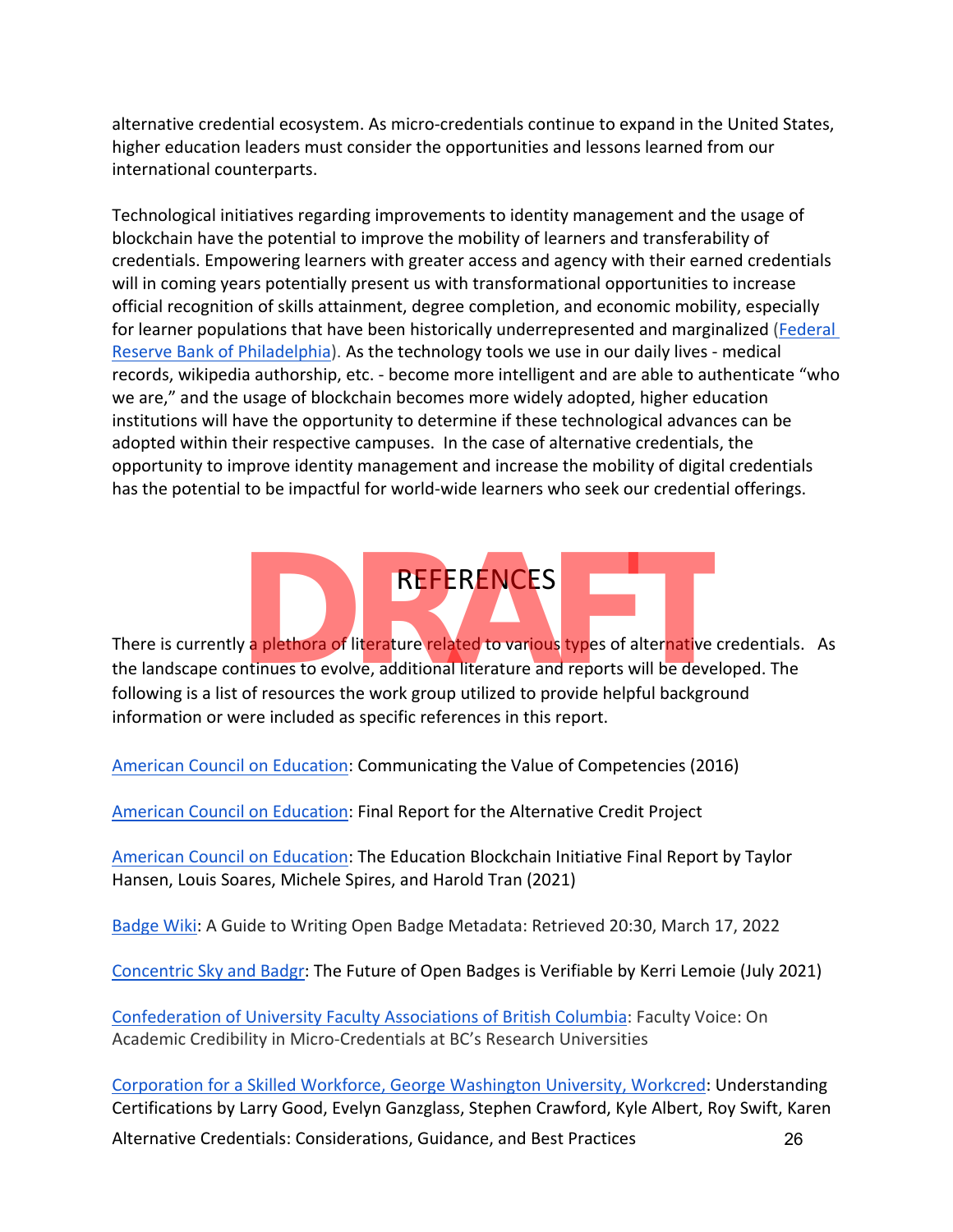alternative credential ecosystem. As micro-credentials continue to expand in the United States, higher education leaders must consider the opportunities and lessons learned from our international counterparts.

Technological initiatives regarding improvements to identity management and the usage of blockchain have the potential to improve the mobility of learners and transferability of credentials. Empowering learners with greater access and agency with their earned credentials will in coming years potentially present us with transformational opportunities to increase official recognition of skills attainment, degree completion, and economic mobility, especially for learner populations that have been historically underrepresented and marginalized (Federal Reserve Bank of Philadelphia). As the technology tools we use in our daily lives - medical records, wikipedia authorship, etc. - become more intelligent and are able to authenticate "who we are," and the usage of blockchain becomes more widely adopted, higher education institutions will have the opportunity to determine if these technological advances can be adopted within their respective campuses. In the case of alternative credentials, the opportunity to improve identity management and increase the mobility of digital credentials has the potential to be impactful for world-wide learners who seek our credential offerings.

## REFERENCES

There is currently a plethora of literature related to various types of alternative credentials. As the landscape continues to evolve, additional literature and reports will be developed. The following is a list of resources the work group utilized to provide helpful background information or were included as specific references in this report.

American Council on Education: Communicating the Value of Competencies (2016)

American Council on Education: Final Report for the Alternative Credit Project

American Council on Education: The Education Blockchain Initiative Final Report by Taylor Hansen, Louis Soares, Michele Spires, and Harold Tran (2021)

Badge Wiki: A Guide to Writing Open Badge Metadata: Retrieved 20:30, March 17, 2022

Concentric Sky and Badgr: The Future of Open Badges is Verifiable by Kerri Lemoie (July 2021)

Confederation of University Faculty Associations of British Columbia: Faculty Voice: On Academic Credibility in Micro-Credentials at BC's Research Universities

Corporation for a Skilled Workforce, George Washington University, Workcred: Understanding Certifications by Larry Good, Evelyn Ganzglass, Stephen Crawford, Kyle Albert, Roy Swift, Karen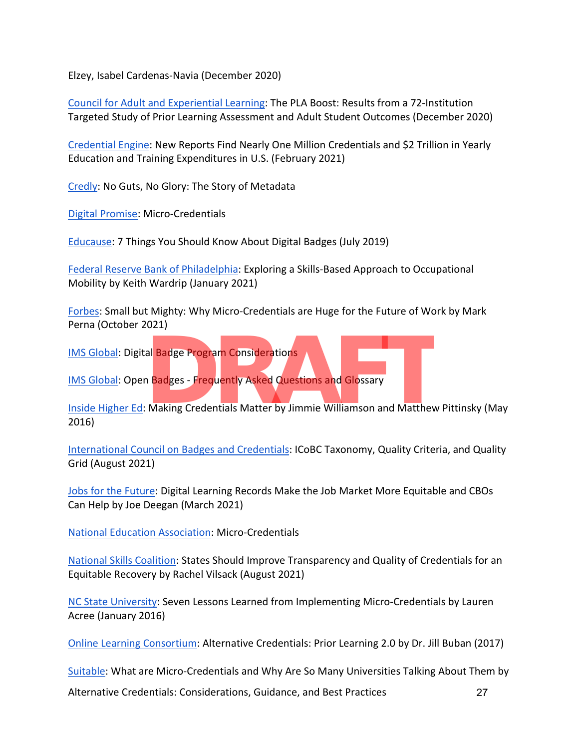Elzey, Isabel Cardenas-Navia (December 2020)

Council for Adult and Experiential Learning: The PLA Boost: Results from a 72-Institution Targeted Study of Prior Learning Assessment and Adult Student Outcomes (December 2020)

Credential Engine: New Reports Find Nearly One Million Credentials and $2 Trillion in Yearly Education and Training Expenditures in U.S. (February 2021)

Credly: No Guts, No Glory: The Story of Metadata

Digital Promise: Micro-Credentials

Educause: 7 Things You Should Know About Digital Badges (July 2019)

Federal Reserve Bank of Philadelphia: Exploring a Skills-Based Approach to Occupational Mobility by Keith Wardrip (January 2021)

Forbes: Small but Mighty: Why Micro-Credentials are Huge for the Future of Work by Mark Perna (October 2021)

IMS Global: Digital Badge Program Considerations

IMS Global: Open Badges - Frequently Asked Questions and Glossary

Inside Higher Ed: Making Credentials Matter by Jimmie Williamson and Matthew Pittinsky (May 2016)

International Council on Badges and Credentials: ICoBC Taxonomy, Quality Criteria, and Quality Grid (August 2021)

Jobs for the Future: Digital Learning Records Make the Job Market More Equitable and CBOs Can Help by Joe Deegan (March 2021)

National Education Association: Micro-Credentials

National Skills Coalition: States Should Improve Transparency and Quality of Credentials for an Equitable Recovery by Rachel Vilsack (August 2021)

NC State University: Seven Lessons Learned from Implementing Micro-Credentials by Lauren Acree (January 2016)

Online Learning Consortium: Alternative Credentials: Prior Learning 2.0 by Dr. Jill Buban (2017)

Suitable: What are Micro-Credentials and Why Are So Many Universities Talking About Them by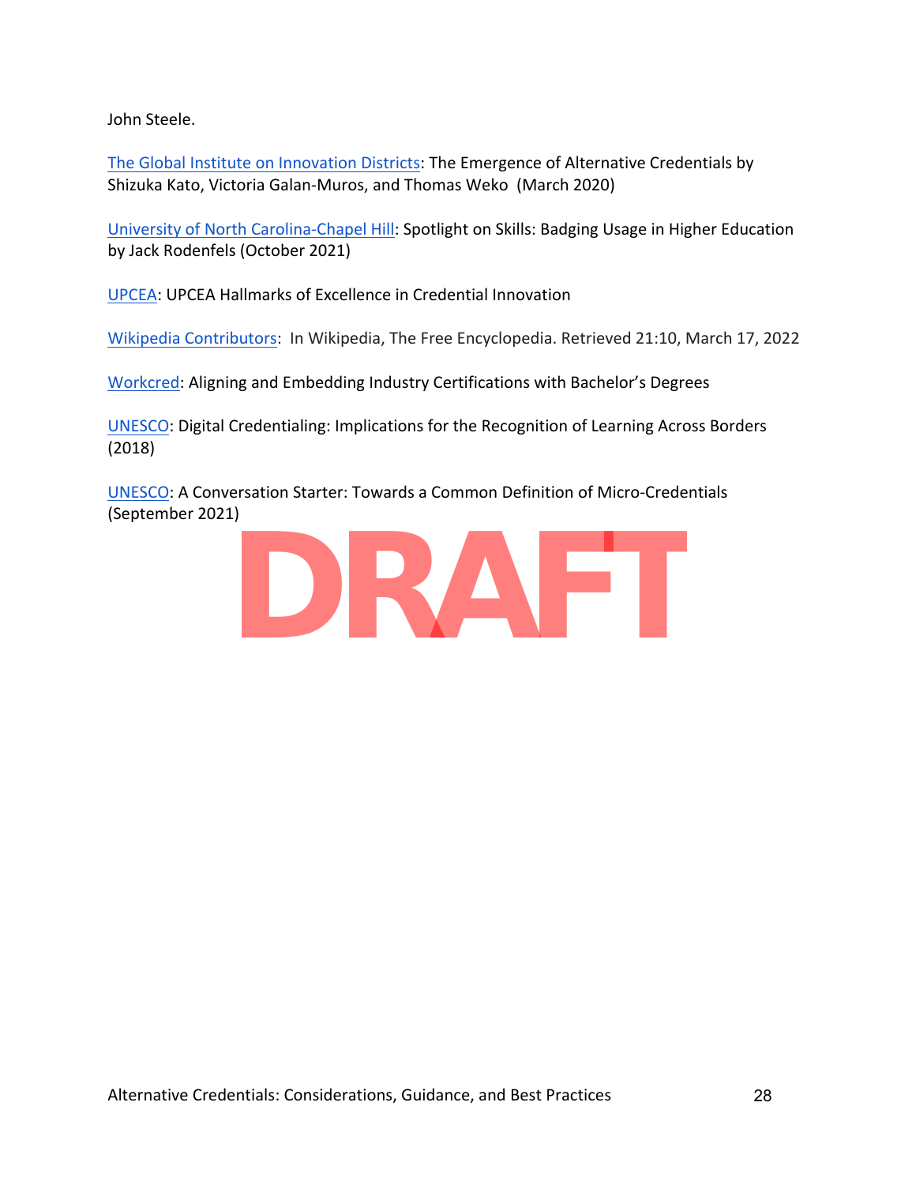John Steele.

The Global Institute on Innovation Districts: The Emergence of Alternative Credentials by Shizuka Kato, Victoria Galan-Muros, and Thomas Weko (March 2020)

University of North Carolina-Chapel Hill: Spotlight on Skills: Badging Usage in Higher Education by Jack Rodenfels (October 2021)

UPCEA: UPCEA Hallmarks of Excellence in Credential Innovation

Wikipedia Contributors: In Wikipedia, The Free Encyclopedia. Retrieved 21:10, March 17, 2022

Workcred: Aligning and Embedding Industry Certifications with Bachelor's Degrees

UNESCO: Digital Credentialing: Implications for the Recognition of Learning Across Borders (2018)

UNESCO: A Conversation Starter: Towards a Common Definition of Micro-Credentials (September 2021)

DRAFT